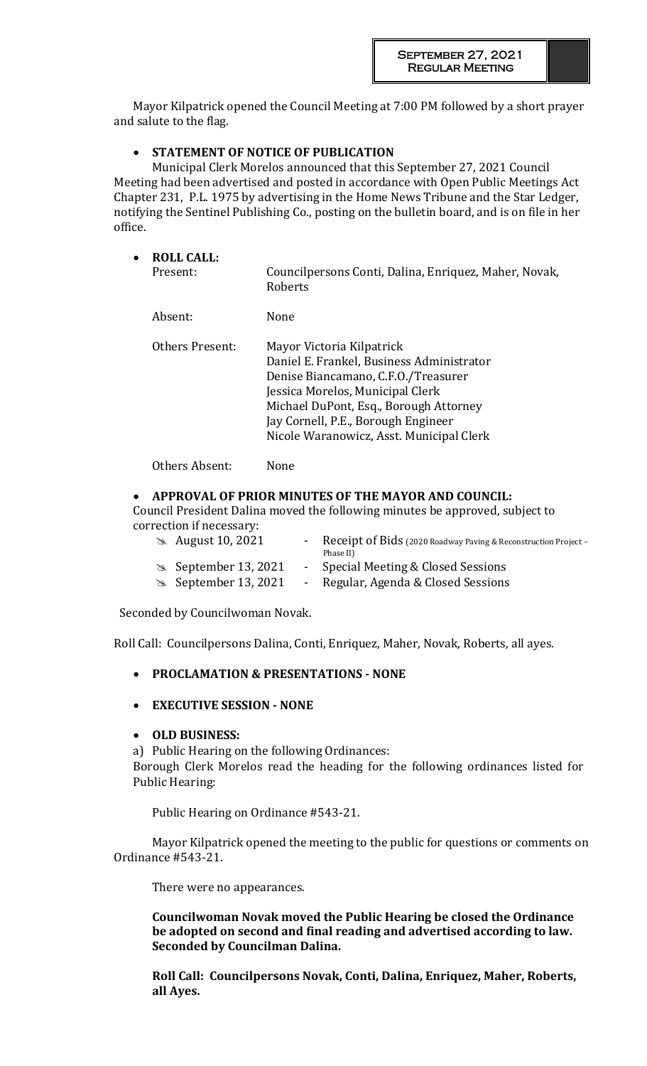**September 27, 2021**
**Regular Meeting**

Mayor Kilpatrick opened the Council Meeting at 7:00 PM followed by a short prayer and salute to the flag.

- **STATEMENT OF NOTICE OF PUBLICATION**

Municipal Clerk Morelos announced that this September 27, 2021 Council Meeting had been advertised and posted in accordance with Open Public Meetings Act Chapter 231, P.L. 1975 by advertising in the Home News Tribune and the Star Ledger, notifying the Sentinel Publishing Co., posting on the bulletin board, and is on file in her office.

- **ROLL CALL:**

| | |
|---|---|
| Present: | Councilpersons Conti, Dalina, Enriquez, Maher, Novak, Roberts |
| Absent: | None |
| Others Present: | Mayor Victoria Kilpatrick<br>Daniel E. Frankel, Business Administrator<br>Denise Biancamano, C.F.O./Treasurer<br>Jessica Morelos, Municipal Clerk<br>Michael DuPont, Esq., Borough Attorney<br>Jay Cornell, P.E., Borough Engineer<br>Nicole Waranowicz, Asst. Municipal Clerk |
| Others Absent: | None |

- **APPROVAL OF PRIOR MINUTES OF THE MAYOR AND COUNCIL:**

Council President Dalina moved the following minutes be approved, subject to correction if necessary:

- August 10, 2021 - Receipt of Bids (2020 Roadway Paving & Reconstruction Project – Phase II)
- September 13, 2021 - Special Meeting & Closed Sessions
- September 13, 2021 - Regular, Agenda & Closed Sessions

Seconded by Councilwoman Novak.

Roll Call: Councilpersons Dalina, Conti, Enriquez, Maher, Novak, Roberts, all ayes.

- **PROCLAMATION & PRESENTATIONS - NONE**

- **EXECUTIVE SESSION - NONE**

- **OLD BUSINESS:**

a) Public Hearing on the following Ordinances:
Borough Clerk Morelos read the heading for the following ordinances listed for Public Hearing:

Public Hearing on Ordinance #543-21.

Mayor Kilpatrick opened the meeting to the public for questions or comments on Ordinance #543-21.

There were no appearances.

**Councilwoman Novak moved the Public Hearing be closed the Ordinance be adopted on second and final reading and advertised according to law. Seconded by Councilman Dalina.**

**Roll Call: Councilpersons Novak, Conti, Dalina, Enriquez, Maher, Roberts, all Ayes.**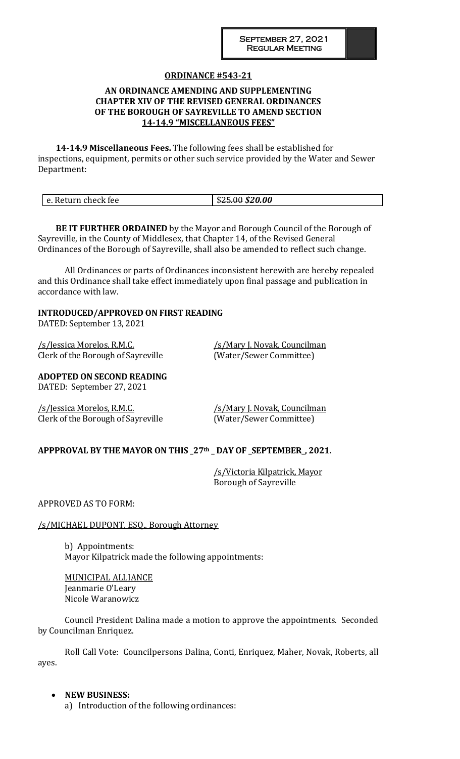## ORDINANCE #543-21

### AN ORDINANCE AMENDING AND SUPPLEMENTING CHAPTER XIV OF THE REVISED GENERAL ORDINANCES OF THE BOROUGH OF SAYREVILLE TO AMEND SECTION 14-14.9 "MISCELLANEOUS FEES"

**14-14.9 Miscellaneous Fees.** The following fees shall be established for inspections, equipment, permits or other such service provided by the Water and Sewer Department:

| e. Return check fee | $~~25.00~~ ***$20.00*** |
|---|---|

**BE IT FURTHER ORDAINED** by the Mayor and Borough Council of the Borough of Sayreville, in the County of Middlesex, that Chapter 14, of the Revised General Ordinances of the Borough of Sayreville, shall also be amended to reflect such change.

All Ordinances or parts of Ordinances inconsistent herewith are hereby repealed and this Ordinance shall take effect immediately upon final passage and publication in accordance with law.

**INTRODUCED/APPROVED ON FIRST READING**
DATED: September 13, 2021

/s/Jessica Morelos, R.M.C.
Clerk of the Borough of Sayreville

/s/Mary J. Novak, Councilman
(Water/Sewer Committee)

**ADOPTED ON SECOND READING**
DATED: September 27, 2021

/s/Jessica Morelos, R.M.C.
Clerk of the Borough of Sayreville

/s/Mary J. Novak, Councilman
(Water/Sewer Committee)

**APPPROVAL BY THE MAYOR ON THIS _27th _ DAY OF _SEPTEMBER_, 2021.**

/s/Victoria Kilpatrick, Mayor
Borough of Sayreville

APPROVED AS TO FORM:

/s/MICHAEL DUPONT, ESQ., Borough Attorney

b) Appointments:
Mayor Kilpatrick made the following appointments:

MUNICIPAL ALLIANCE
Jeanmarie O'Leary
Nicole Waranowicz

Council President Dalina made a motion to approve the appointments. Seconded by Councilman Enriquez.

Roll Call Vote: Councilpersons Dalina, Conti, Enriquez, Maher, Novak, Roberts, all ayes.

- **NEW BUSINESS:**
  a) Introduction of the following ordinances: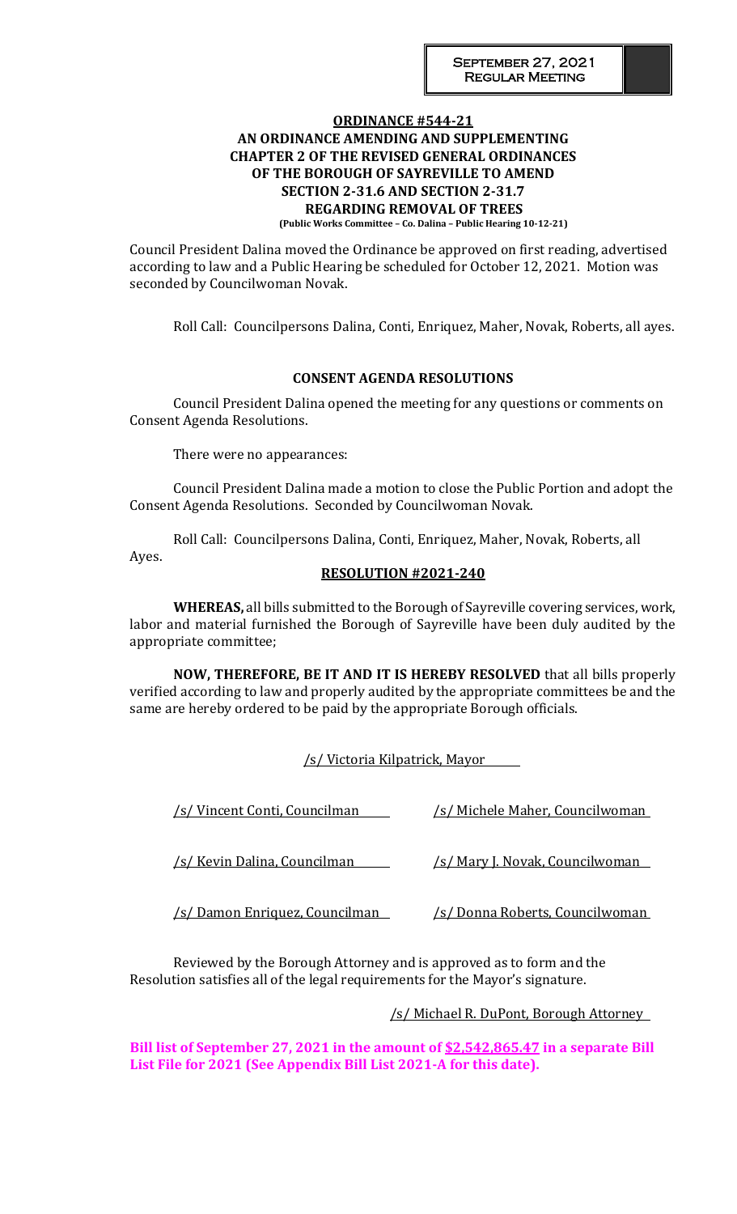## ORDINANCE #544-21

### AN ORDINANCE AMENDING AND SUPPLEMENTING CHAPTER 2 OF THE REVISED GENERAL ORDINANCES OF THE BOROUGH OF SAYREVILLE TO AMEND SECTION 2-31.6 AND SECTION 2-31.7 REGARDING REMOVAL OF TREES

**(Public Works Committee – Co. Dalina – Public Hearing 10-12-21)**

Council President Dalina moved the Ordinance be approved on first reading, advertised according to law and a Public Hearing be scheduled for October 12, 2021. Motion was seconded by Councilwoman Novak.

Roll Call: Councilpersons Dalina, Conti, Enriquez, Maher, Novak, Roberts, all ayes.

## CONSENT AGENDA RESOLUTIONS

Council President Dalina opened the meeting for any questions or comments on Consent Agenda Resolutions.

There were no appearances:

Council President Dalina made a motion to close the Public Portion and adopt the Consent Agenda Resolutions. Seconded by Councilwoman Novak.

Roll Call: Councilpersons Dalina, Conti, Enriquez, Maher, Novak, Roberts, all Ayes.

## RESOLUTION #2021-240

**WHEREAS,** all bills submitted to the Borough of Sayreville covering services, work, labor and material furnished the Borough of Sayreville have been duly audited by the appropriate committee;

**NOW, THEREFORE, BE IT AND IT IS HEREBY RESOLVED** that all bills properly verified according to law and properly audited by the appropriate committees be and the same are hereby ordered to be paid by the appropriate Borough officials.

/s/ Victoria Kilpatrick, Mayor

/s/ Vincent Conti, Councilman

/s/ Michele Maher, Councilwoman

/s/ Kevin Dalina, Councilman

/s/ Mary J. Novak, Councilwoman

/s/ Damon Enriquez, Councilman

/s/ Donna Roberts, Councilwoman

Reviewed by the Borough Attorney and is approved as to form and the Resolution satisfies all of the legal requirements for the Mayor's signature.

/s/ Michael R. DuPont, Borough Attorney

**Bill list of September 27, 2021 in the amount of $2,542,865.47 in a separate Bill List File for 2021 (See Appendix Bill List 2021-A for this date).**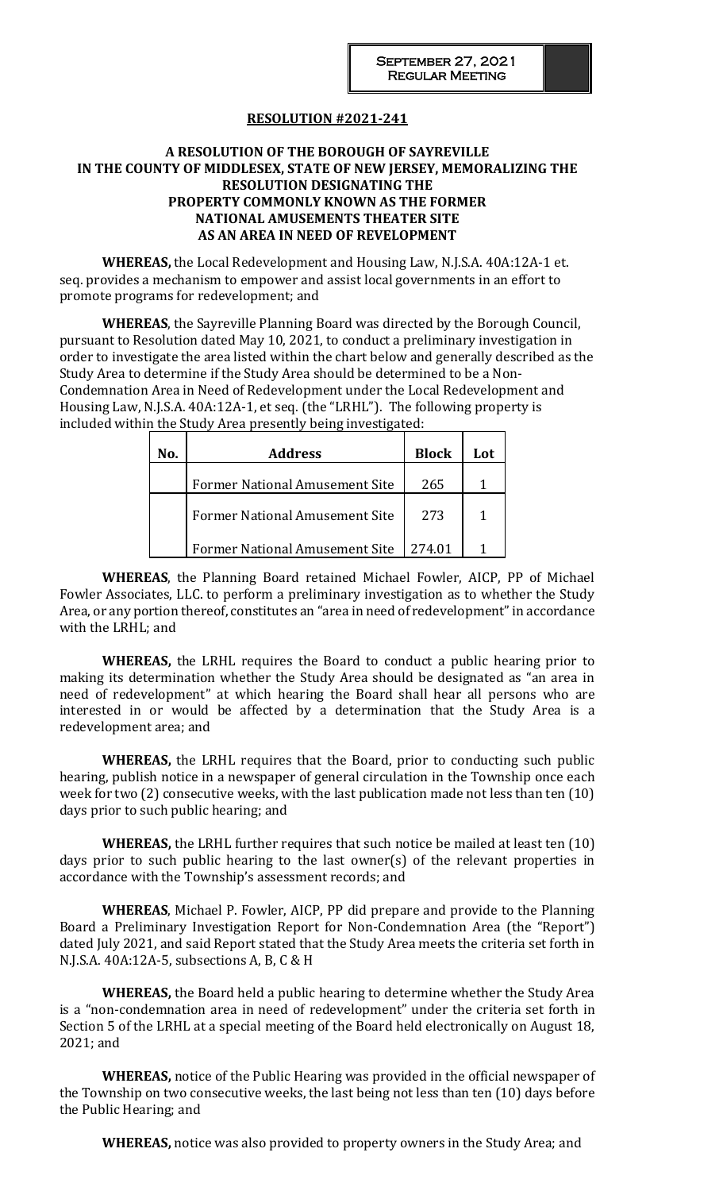September 27, 2021
Regular Meeting

**RESOLUTION #2021-241**

**A RESOLUTION OF THE BOROUGH OF SAYREVILLE IN THE COUNTY OF MIDDLESEX, STATE OF NEW JERSEY, MEMORALIZING THE RESOLUTION DESIGNATING THE PROPERTY COMMONLY KNOWN AS THE FORMER NATIONAL AMUSEMENTS THEATER SITE AS AN AREA IN NEED OF REVELOPMENT**

**WHEREAS,** the Local Redevelopment and Housing Law, N.J.S.A. 40A:12A-1 et. seq. provides a mechanism to empower and assist local governments in an effort to promote programs for redevelopment; and

**WHEREAS**, the Sayreville Planning Board was directed by the Borough Council, pursuant to Resolution dated May 10, 2021, to conduct a preliminary investigation in order to investigate the area listed within the chart below and generally described as the Study Area to determine if the Study Area should be determined to be a Non-Condemnation Area in Need of Redevelopment under the Local Redevelopment and Housing Law, N.J.S.A. 40A:12A-1, et seq. (the "LRHL"). The following property is included within the Study Area presently being investigated:

| No. | Address | Block | Lot |
|---|---|---|---|
| | Former National Amusement Site | 265 | 1 |
| | Former National Amusement Site | 273 | 1 |
| | Former National Amusement Site | 274.01 | 1 |

**WHEREAS**, the Planning Board retained Michael Fowler, AICP, PP of Michael Fowler Associates, LLC. to perform a preliminary investigation as to whether the Study Area, or any portion thereof, constitutes an "area in need of redevelopment" in accordance with the LRHL; and

**WHEREAS,** the LRHL requires the Board to conduct a public hearing prior to making its determination whether the Study Area should be designated as "an area in need of redevelopment" at which hearing the Board shall hear all persons who are interested in or would be affected by a determination that the Study Area is a redevelopment area; and

**WHEREAS,** the LRHL requires that the Board, prior to conducting such public hearing, publish notice in a newspaper of general circulation in the Township once each week for two (2) consecutive weeks, with the last publication made not less than ten (10) days prior to such public hearing; and

**WHEREAS,** the LRHL further requires that such notice be mailed at least ten (10) days prior to such public hearing to the last owner(s) of the relevant properties in accordance with the Township's assessment records; and

**WHEREAS**, Michael P. Fowler, AICP, PP did prepare and provide to the Planning Board a Preliminary Investigation Report for Non-Condemnation Area (the "Report") dated July 2021, and said Report stated that the Study Area meets the criteria set forth in N.J.S.A. 40A:12A-5, subsections A, B, C & H

**WHEREAS,** the Board held a public hearing to determine whether the Study Area is a "non-condemnation area in need of redevelopment" under the criteria set forth in Section 5 of the LRHL at a special meeting of the Board held electronically on August 18, 2021; and

**WHEREAS,** notice of the Public Hearing was provided in the official newspaper of the Township on two consecutive weeks, the last being not less than ten (10) days before the Public Hearing; and

**WHEREAS,** notice was also provided to property owners in the Study Area; and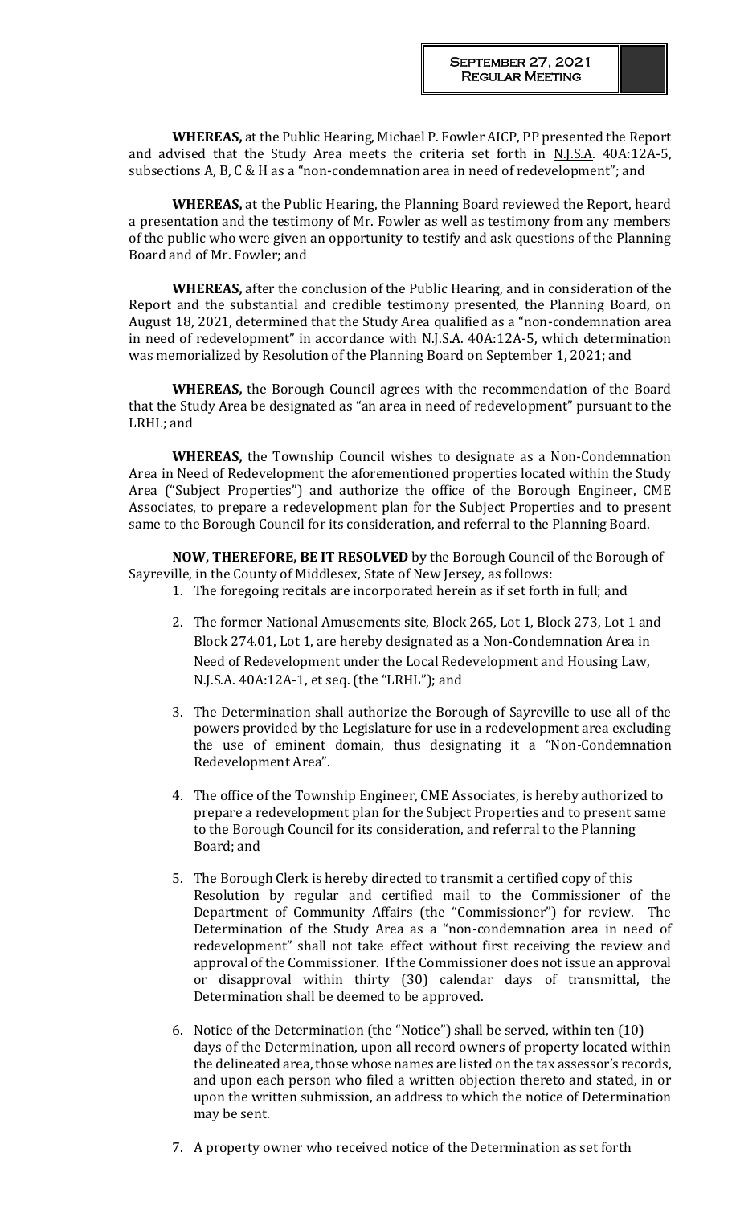**WHEREAS,** at the Public Hearing, Michael P. Fowler AICP, PP presented the Report and advised that the Study Area meets the criteria set forth in N.J.S.A. 40A:12A-5, subsections A, B, C & H as a "non-condemnation area in need of redevelopment"; and

**WHEREAS,** at the Public Hearing, the Planning Board reviewed the Report, heard a presentation and the testimony of Mr. Fowler as well as testimony from any members of the public who were given an opportunity to testify and ask questions of the Planning Board and of Mr. Fowler; and

**WHEREAS,** after the conclusion of the Public Hearing, and in consideration of the Report and the substantial and credible testimony presented, the Planning Board, on August 18, 2021, determined that the Study Area qualified as a "non-condemnation area in need of redevelopment" in accordance with N.J.S.A. 40A:12A-5, which determination was memorialized by Resolution of the Planning Board on September 1, 2021; and

**WHEREAS,** the Borough Council agrees with the recommendation of the Board that the Study Area be designated as "an area in need of redevelopment" pursuant to the LRHL; and

**WHEREAS,** the Township Council wishes to designate as a Non-Condemnation Area in Need of Redevelopment the aforementioned properties located within the Study Area ("Subject Properties") and authorize the office of the Borough Engineer, CME Associates, to prepare a redevelopment plan for the Subject Properties and to present same to the Borough Council for its consideration, and referral to the Planning Board.

**NOW, THEREFORE, BE IT RESOLVED** by the Borough Council of the Borough of Sayreville, in the County of Middlesex, State of New Jersey, as follows:

1. The foregoing recitals are incorporated herein as if set forth in full; and

2. The former National Amusements site, Block 265, Lot 1, Block 273, Lot 1 and Block 274.01, Lot 1, are hereby designated as a Non-Condemnation Area in Need of Redevelopment under the Local Redevelopment and Housing Law, N.J.S.A. 40A:12A-1, et seq. (the "LRHL"); and

3. The Determination shall authorize the Borough of Sayreville to use all of the powers provided by the Legislature for use in a redevelopment area excluding the use of eminent domain, thus designating it a "Non-Condemnation Redevelopment Area".

4. The office of the Township Engineer, CME Associates, is hereby authorized to prepare a redevelopment plan for the Subject Properties and to present same to the Borough Council for its consideration, and referral to the Planning Board; and

5. The Borough Clerk is hereby directed to transmit a certified copy of this Resolution by regular and certified mail to the Commissioner of the Department of Community Affairs (the "Commissioner") for review. The Determination of the Study Area as a "non-condemnation area in need of redevelopment" shall not take effect without first receiving the review and approval of the Commissioner. If the Commissioner does not issue an approval or disapproval within thirty (30) calendar days of transmittal, the Determination shall be deemed to be approved.

6. Notice of the Determination (the "Notice") shall be served, within ten (10) days of the Determination, upon all record owners of property located within the delineated area, those whose names are listed on the tax assessor's records, and upon each person who filed a written objection thereto and stated, in or upon the written submission, an address to which the notice of Determination may be sent.

7. A property owner who received notice of the Determination as set forth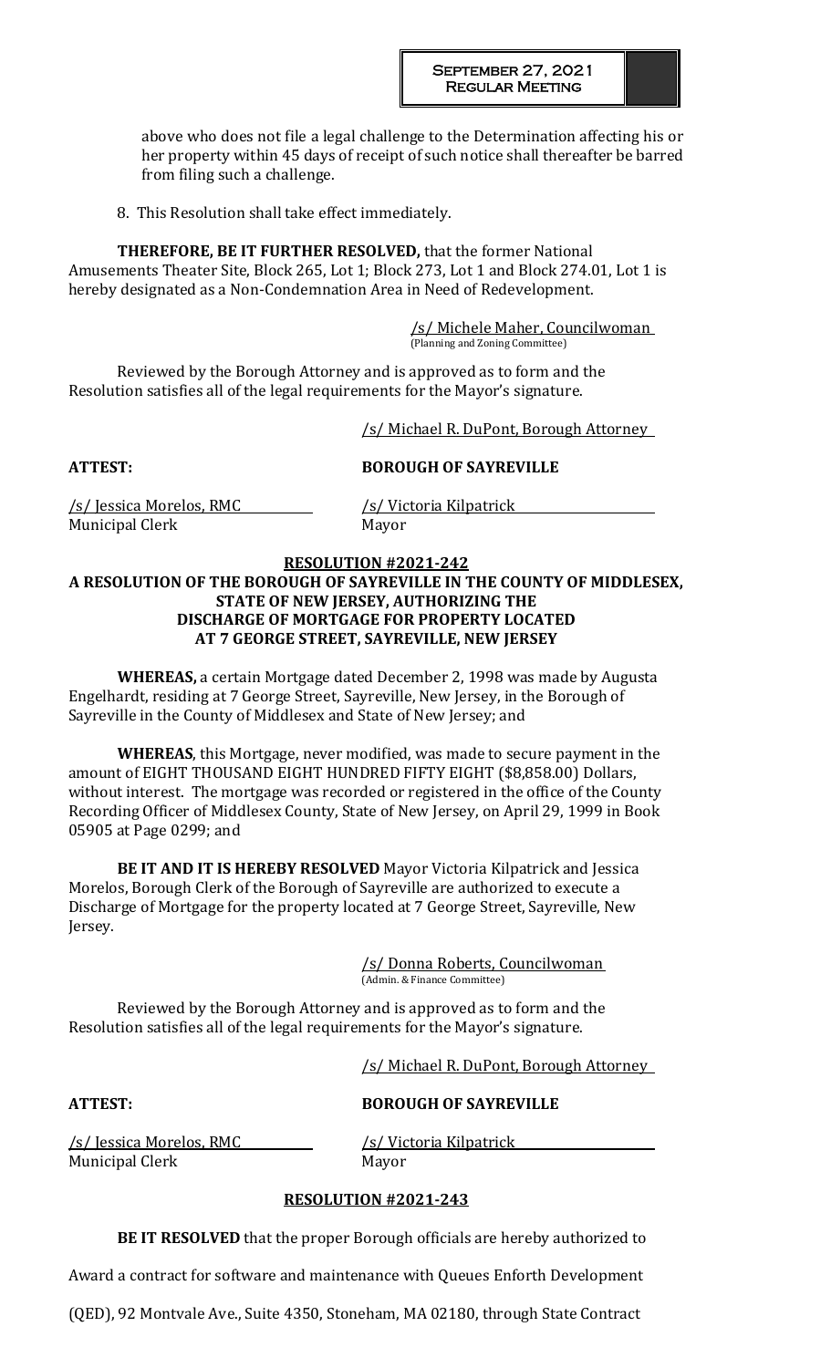above who does not file a legal challenge to the Determination affecting his or her property within 45 days of receipt of such notice shall thereafter be barred from filing such a challenge.

8. This Resolution shall take effect immediately.

**THEREFORE, BE IT FURTHER RESOLVED,** that the former National Amusements Theater Site, Block 265, Lot 1; Block 273, Lot 1 and Block 274.01, Lot 1 is hereby designated as a Non-Condemnation Area in Need of Redevelopment.

/s/ Michele Maher, Councilwoman
(Planning and Zoning Committee)

Reviewed by the Borough Attorney and is approved as to form and the Resolution satisfies all of the legal requirements for the Mayor's signature.

/s/ Michael R. DuPont, Borough Attorney

**ATTEST:** **BOROUGH OF SAYREVILLE**

/s/ Jessica Morelos, RMC
Municipal Clerk

/s/ Victoria Kilpatrick
Mayor

**RESOLUTION #2021-242**

**A RESOLUTION OF THE BOROUGH OF SAYREVILLE IN THE COUNTY OF MIDDLESEX, STATE OF NEW JERSEY, AUTHORIZING THE DISCHARGE OF MORTGAGE FOR PROPERTY LOCATED AT 7 GEORGE STREET, SAYREVILLE, NEW JERSEY**

**WHEREAS,** a certain Mortgage dated December 2, 1998 was made by Augusta Engelhardt, residing at 7 George Street, Sayreville, New Jersey, in the Borough of Sayreville in the County of Middlesex and State of New Jersey; and

**WHEREAS**, this Mortgage, never modified, was made to secure payment in the amount of EIGHT THOUSAND EIGHT HUNDRED FIFTY EIGHT ($8,858.00) Dollars, without interest. The mortgage was recorded or registered in the office of the County Recording Officer of Middlesex County, State of New Jersey, on April 29, 1999 in Book 05905 at Page 0299; and

**BE IT AND IT IS HEREBY RESOLVED** Mayor Victoria Kilpatrick and Jessica Morelos, Borough Clerk of the Borough of Sayreville are authorized to execute a Discharge of Mortgage for the property located at 7 George Street, Sayreville, New Jersey.

/s/ Donna Roberts, Councilwoman
(Admin. & Finance Committee)

Reviewed by the Borough Attorney and is approved as to form and the Resolution satisfies all of the legal requirements for the Mayor's signature.

/s/ Michael R. DuPont, Borough Attorney

**ATTEST:** **BOROUGH OF SAYREVILLE**

/s/ Jessica Morelos, RMC
Municipal Clerk

/s/ Victoria Kilpatrick
Mayor

**RESOLUTION #2021-243**

**BE IT RESOLVED** that the proper Borough officials are hereby authorized to Award a contract for software and maintenance with Queues Enforth Development (QED), 92 Montvale Ave., Suite 4350, Stoneham, MA 02180, through State Contract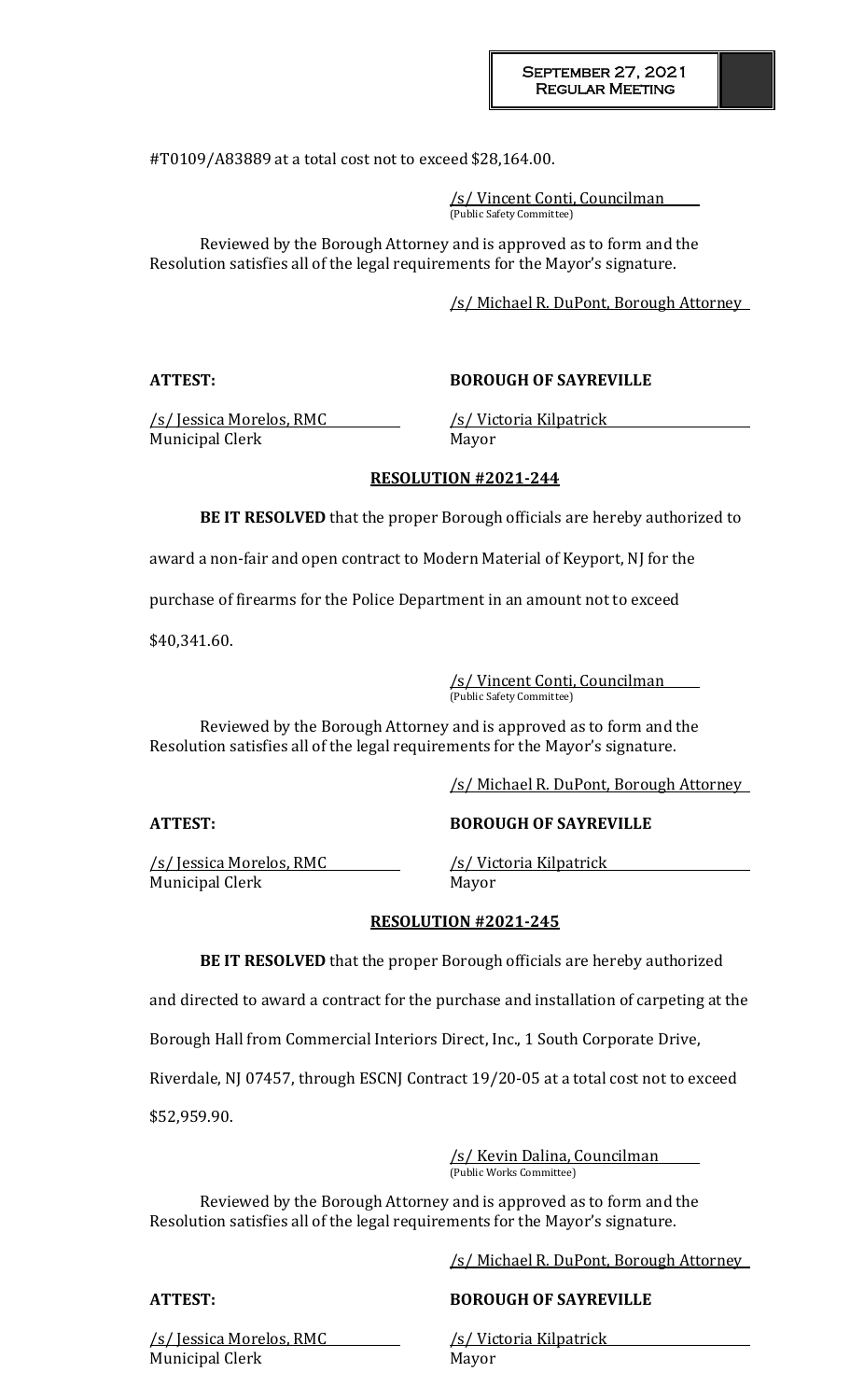#T0109/A83889 at a total cost not to exceed $28,164.00.

/s/ Vincent Conti, Councilman
(Public Safety Committee)

Reviewed by the Borough Attorney and is approved as to form and the Resolution satisfies all of the legal requirements for the Mayor's signature.

/s/ Michael R. DuPont, Borough Attorney

**ATTEST:** **BOROUGH OF SAYREVILLE**

/s/ Jessica Morelos, RMC
Municipal Clerk

/s/ Victoria Kilpatrick
Mayor

**RESOLUTION #2021-244**

**BE IT RESOLVED** that the proper Borough officials are hereby authorized to award a non-fair and open contract to Modern Material of Keyport, NJ for the purchase of firearms for the Police Department in an amount not to exceed $40,341.60.

/s/ Vincent Conti, Councilman
(Public Safety Committee)

Reviewed by the Borough Attorney and is approved as to form and the Resolution satisfies all of the legal requirements for the Mayor's signature.

/s/ Michael R. DuPont, Borough Attorney

**ATTEST:** **BOROUGH OF SAYREVILLE**

/s/ Jessica Morelos, RMC
Municipal Clerk

/s/ Victoria Kilpatrick
Mayor

**RESOLUTION #2021-245**

**BE IT RESOLVED** that the proper Borough officials are hereby authorized and directed to award a contract for the purchase and installation of carpeting at the Borough Hall from Commercial Interiors Direct, Inc., 1 South Corporate Drive, Riverdale, NJ 07457, through ESCNJ Contract 19/20-05 at a total cost not to exceed $52,959.90.

/s/ Kevin Dalina, Councilman
(Public Works Committee)

Reviewed by the Borough Attorney and is approved as to form and the Resolution satisfies all of the legal requirements for the Mayor's signature.

/s/ Michael R. DuPont, Borough Attorney

**ATTEST:** **BOROUGH OF SAYREVILLE**

/s/ Jessica Morelos, RMC
Municipal Clerk

/s/ Victoria Kilpatrick
Mayor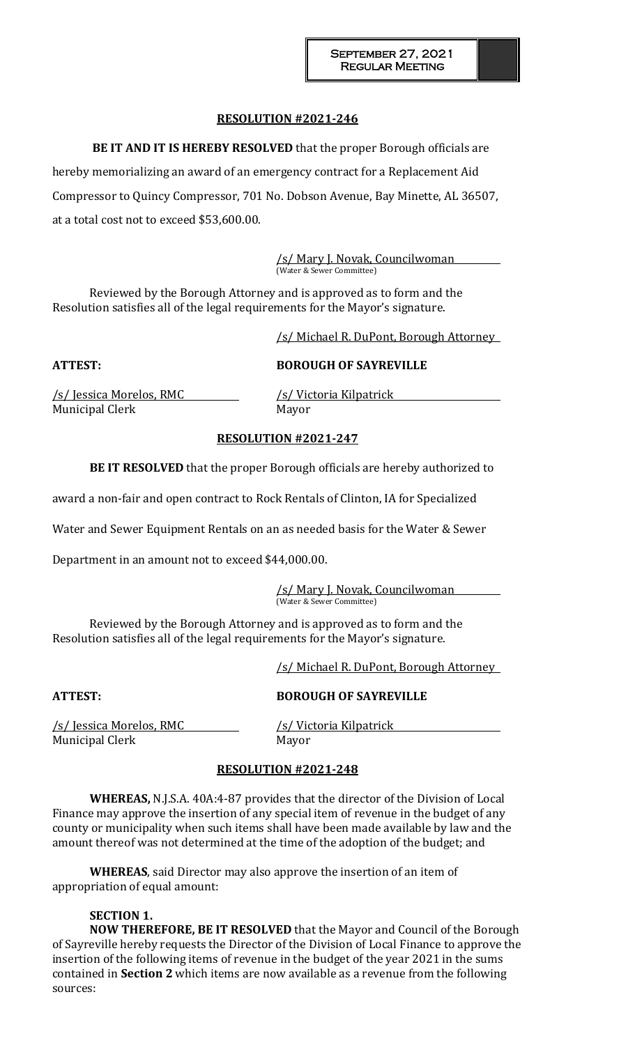## RESOLUTION #2021-246

**BE IT AND IT IS HEREBY RESOLVED** that the proper Borough officials are hereby memorializing an award of an emergency contract for a Replacement Aid Compressor to Quincy Compressor, 701 No. Dobson Avenue, Bay Minette, AL 36507, at a total cost not to exceed $53,600.00.

/s/ Mary J. Novak, Councilwoman
(Water & Sewer Committee)

Reviewed by the Borough Attorney and is approved as to form and the Resolution satisfies all of the legal requirements for the Mayor's signature.

/s/ Michael R. DuPont, Borough Attorney

**ATTEST:** **BOROUGH OF SAYREVILLE**

/s/ Jessica Morelos, RMC
Municipal Clerk

/s/ Victoria Kilpatrick
Mayor

## RESOLUTION #2021-247

**BE IT RESOLVED** that the proper Borough officials are hereby authorized to award a non-fair and open contract to Rock Rentals of Clinton, IA for Specialized Water and Sewer Equipment Rentals on an as needed basis for the Water & Sewer Department in an amount not to exceed $44,000.00.

/s/ Mary J. Novak, Councilwoman
(Water & Sewer Committee)

Reviewed by the Borough Attorney and is approved as to form and the Resolution satisfies all of the legal requirements for the Mayor's signature.

/s/ Michael R. DuPont, Borough Attorney

**ATTEST:** **BOROUGH OF SAYREVILLE**

/s/ Jessica Morelos, RMC
Municipal Clerk

/s/ Victoria Kilpatrick
Mayor

## RESOLUTION #2021-248

**WHEREAS,** N.J.S.A. 40A:4-87 provides that the director of the Division of Local Finance may approve the insertion of any special item of revenue in the budget of any county or municipality when such items shall have been made available by law and the amount thereof was not determined at the time of the adoption of the budget; and

**WHEREAS**, said Director may also approve the insertion of an item of appropriation of equal amount:

**SECTION 1.**

**NOW THEREFORE, BE IT RESOLVED** that the Mayor and Council of the Borough of Sayreville hereby requests the Director of the Division of Local Finance to approve the insertion of the following items of revenue in the budget of the year 2021 in the sums contained in **Section 2** which items are now available as a revenue from the following sources: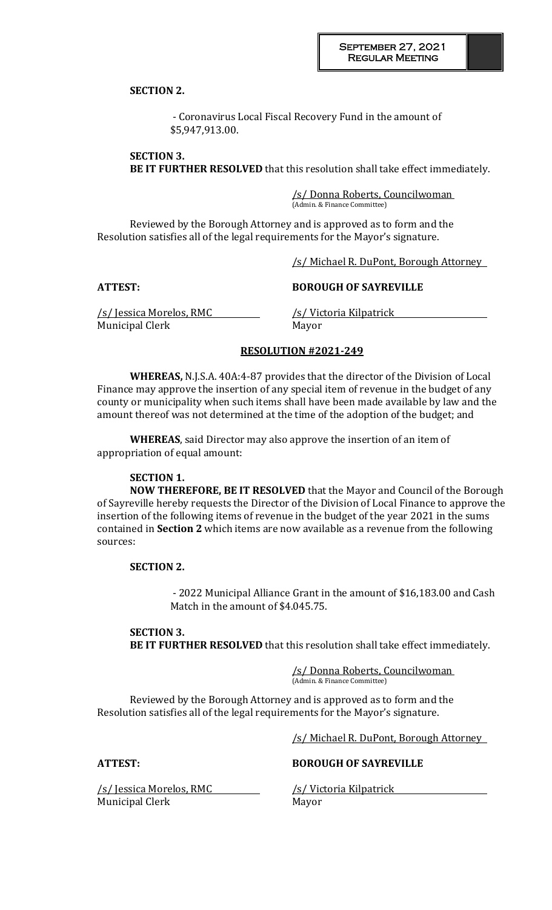**SECTION 2.**

- Coronavirus Local Fiscal Recovery Fund in the amount of $5,947,913.00.

**SECTION 3.**
**BE IT FURTHER RESOLVED** that this resolution shall take effect immediately.

/s/ Donna Roberts, Councilwoman
(Admin. & Finance Committee)

Reviewed by the Borough Attorney and is approved as to form and the Resolution satisfies all of the legal requirements for the Mayor's signature.

/s/ Michael R. DuPont, Borough Attorney

**ATTEST:** **BOROUGH OF SAYREVILLE**

/s/ Jessica Morelos, RMC
Municipal Clerk

/s/ Victoria Kilpatrick
Mayor

## RESOLUTION #2021-249

**WHEREAS,** N.J.S.A. 40A:4-87 provides that the director of the Division of Local Finance may approve the insertion of any special item of revenue in the budget of any county or municipality when such items shall have been made available by law and the amount thereof was not determined at the time of the adoption of the budget; and

**WHEREAS**, said Director may also approve the insertion of an item of appropriation of equal amount:

**SECTION 1.**
**NOW THEREFORE, BE IT RESOLVED** that the Mayor and Council of the Borough of Sayreville hereby requests the Director of the Division of Local Finance to approve the insertion of the following items of revenue in the budget of the year 2021 in the sums contained in **Section 2** which items are now available as a revenue from the following sources:

**SECTION 2.**

- 2022 Municipal Alliance Grant in the amount of $16,183.00 and Cash Match in the amount of $4.045.75.

**SECTION 3.**
**BE IT FURTHER RESOLVED** that this resolution shall take effect immediately.

/s/ Donna Roberts, Councilwoman
(Admin. & Finance Committee)

Reviewed by the Borough Attorney and is approved as to form and the Resolution satisfies all of the legal requirements for the Mayor's signature.

/s/ Michael R. DuPont, Borough Attorney

**ATTEST:** **BOROUGH OF SAYREVILLE**

/s/ Jessica Morelos, RMC
Municipal Clerk

/s/ Victoria Kilpatrick
Mayor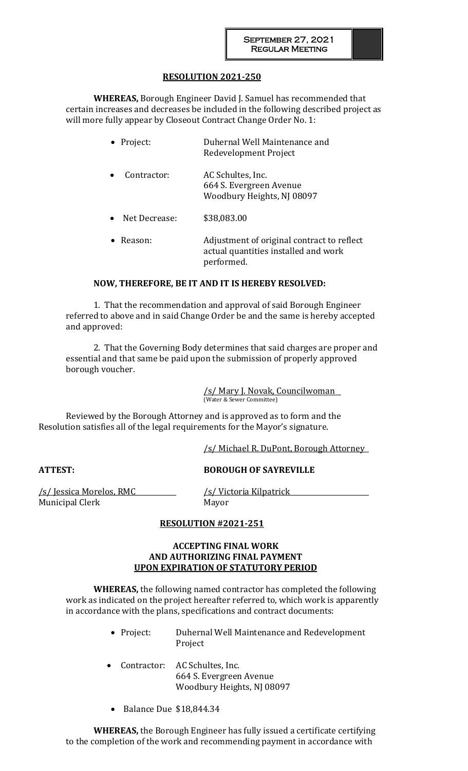## RESOLUTION 2021-250

**WHEREAS,** Borough Engineer David J. Samuel has recommended that certain increases and decreases be included in the following described project as will more fully appear by Closeout Contract Change Order No. 1:

- Project: Duhernal Well Maintenance and Redevelopment Project
- Contractor: AC Schultes, Inc.
  664 S. Evergreen Avenue
  Woodbury Heights, NJ 08097
- Net Decrease: $38,083.00
- Reason: Adjustment of original contract to reflect actual quantities installed and work performed.

**NOW, THEREFORE, BE IT AND IT IS HEREBY RESOLVED:**

1. That the recommendation and approval of said Borough Engineer referred to above and in said Change Order be and the same is hereby accepted and approved:

2. That the Governing Body determines that said charges are proper and essential and that same be paid upon the submission of properly approved borough voucher.

/s/ Mary J. Novak, Councilwoman
(Water & Sewer Committee)

Reviewed by the Borough Attorney and is approved as to form and the Resolution satisfies all of the legal requirements for the Mayor's signature.

/s/ Michael R. DuPont, Borough Attorney

**ATTEST:** **BOROUGH OF SAYREVILLE**

/s/ Jessica Morelos, RMC
Municipal Clerk

/s/ Victoria Kilpatrick
Mayor

## RESOLUTION #2021-251

### ACCEPTING FINAL WORK AND AUTHORIZING FINAL PAYMENT UPON EXPIRATION OF STATUTORY PERIOD

**WHEREAS,** the following named contractor has completed the following work as indicated on the project hereafter referred to, which work is apparently in accordance with the plans, specifications and contract documents:

- Project: Duhernal Well Maintenance and Redevelopment Project
- Contractor: AC Schultes, Inc.
  664 S. Evergreen Avenue
  Woodbury Heights, NJ 08097
- Balance Due $18,844.34

**WHEREAS,** the Borough Engineer has fully issued a certificate certifying to the completion of the work and recommending payment in accordance with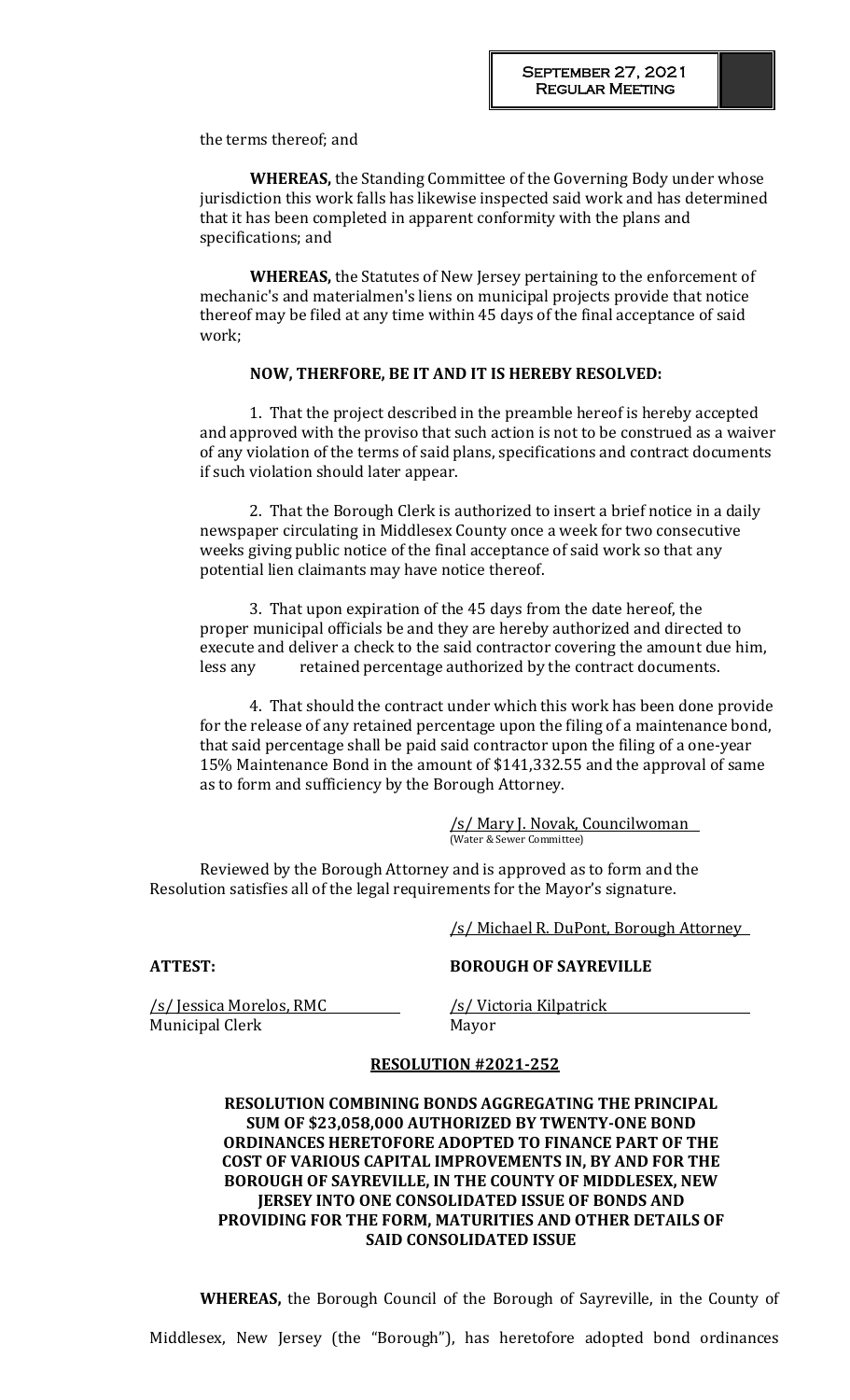the terms thereof; and

**WHEREAS,** the Standing Committee of the Governing Body under whose jurisdiction this work falls has likewise inspected said work and has determined that it has been completed in apparent conformity with the plans and specifications; and

**WHEREAS,** the Statutes of New Jersey pertaining to the enforcement of mechanic's and materialmen's liens on municipal projects provide that notice thereof may be filed at any time within 45 days of the final acceptance of said work;

**NOW, THERFORE, BE IT AND IT IS HEREBY RESOLVED:**

1. That the project described in the preamble hereof is hereby accepted and approved with the proviso that such action is not to be construed as a waiver of any violation of the terms of said plans, specifications and contract documents if such violation should later appear.

2. That the Borough Clerk is authorized to insert a brief notice in a daily newspaper circulating in Middlesex County once a week for two consecutive weeks giving public notice of the final acceptance of said work so that any potential lien claimants may have notice thereof.

3. That upon expiration of the 45 days from the date hereof, the proper municipal officials be and they are hereby authorized and directed to execute and deliver a check to the said contractor covering the amount due him, less any retained percentage authorized by the contract documents.

4. That should the contract under which this work has been done provide for the release of any retained percentage upon the filing of a maintenance bond, that said percentage shall be paid said contractor upon the filing of a one-year 15% Maintenance Bond in the amount of $141,332.55 and the approval of same as to form and sufficiency by the Borough Attorney.

/s/ Mary J. Novak, Councilwoman
(Water & Sewer Committee)

Reviewed by the Borough Attorney and is approved as to form and the Resolution satisfies all of the legal requirements for the Mayor's signature.

/s/ Michael R. DuPont, Borough Attorney

**ATTEST:** **BOROUGH OF SAYREVILLE**

/s/ Jessica Morelos, RMC
Municipal Clerk

/s/ Victoria Kilpatrick
Mayor

## RESOLUTION #2021-252

**RESOLUTION COMBINING BONDS AGGREGATING THE PRINCIPAL SUM OF $23,058,000 AUTHORIZED BY TWENTY-ONE BOND ORDINANCES HERETOFORE ADOPTED TO FINANCE PART OF THE COST OF VARIOUS CAPITAL IMPROVEMENTS IN, BY AND FOR THE BOROUGH OF SAYREVILLE, IN THE COUNTY OF MIDDLESEX, NEW JERSEY INTO ONE CONSOLIDATED ISSUE OF BONDS AND PROVIDING FOR THE FORM, MATURITIES AND OTHER DETAILS OF SAID CONSOLIDATED ISSUE**

**WHEREAS,** the Borough Council of the Borough of Sayreville, in the County of Middlesex, New Jersey (the "Borough"), has heretofore adopted bond ordinances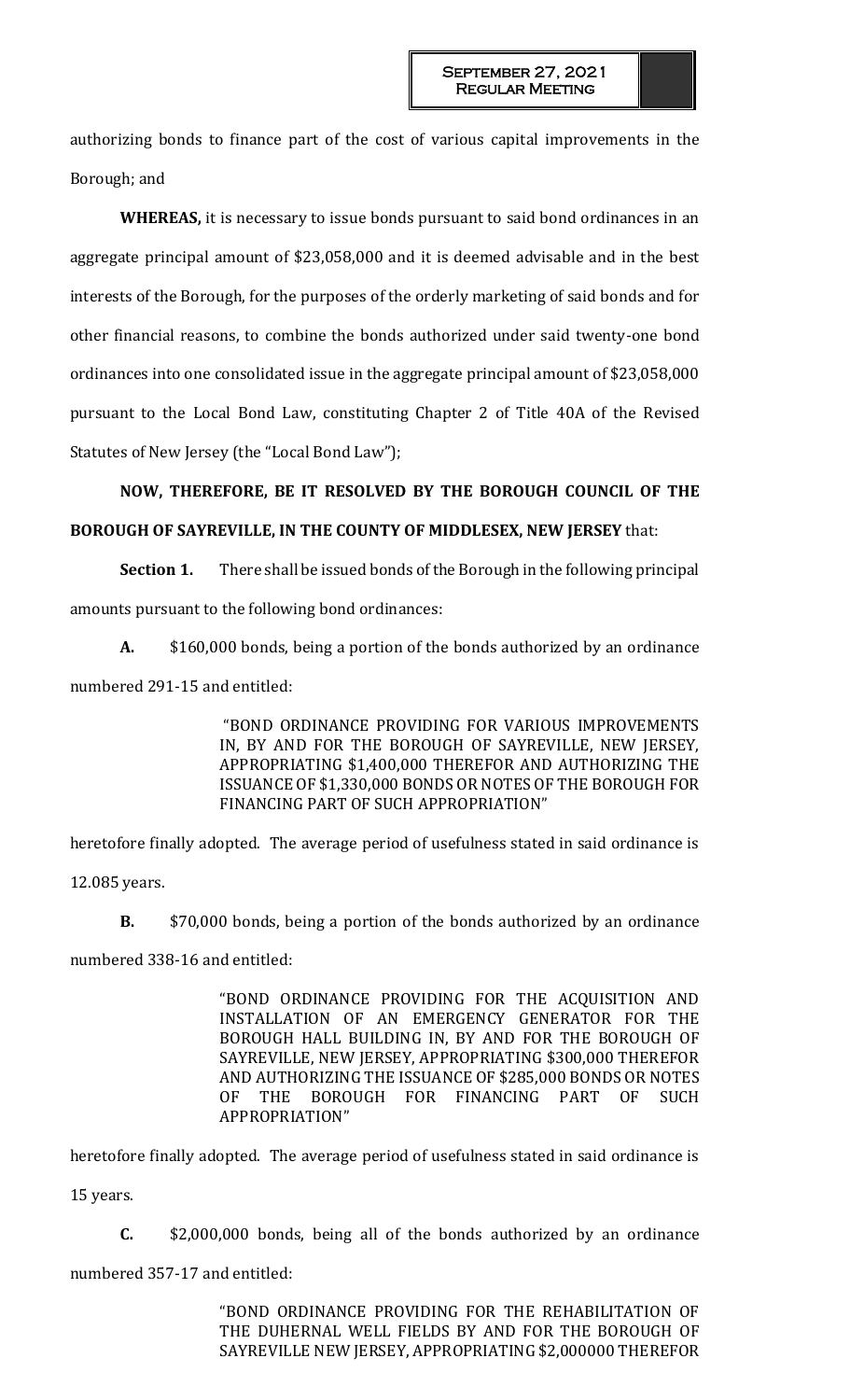authorizing bonds to finance part of the cost of various capital improvements in the Borough; and

**WHEREAS,** it is necessary to issue bonds pursuant to said bond ordinances in an aggregate principal amount of $23,058,000 and it is deemed advisable and in the best interests of the Borough, for the purposes of the orderly marketing of said bonds and for other financial reasons, to combine the bonds authorized under said twenty-one bond ordinances into one consolidated issue in the aggregate principal amount of $23,058,000 pursuant to the Local Bond Law, constituting Chapter 2 of Title 40A of the Revised Statutes of New Jersey (the "Local Bond Law");

**NOW, THEREFORE, BE IT RESOLVED BY THE BOROUGH COUNCIL OF THE BOROUGH OF SAYREVILLE, IN THE COUNTY OF MIDDLESEX, NEW JERSEY** that:

**Section 1.** There shall be issued bonds of the Borough in the following principal amounts pursuant to the following bond ordinances:

**A.** $160,000 bonds, being a portion of the bonds authorized by an ordinance numbered 291-15 and entitled:

> "BOND ORDINANCE PROVIDING FOR VARIOUS IMPROVEMENTS IN, BY AND FOR THE BOROUGH OF SAYREVILLE, NEW JERSEY, APPROPRIATING $1,400,000 THEREFOR AND AUTHORIZING THE ISSUANCE OF $1,330,000 BONDS OR NOTES OF THE BOROUGH FOR FINANCING PART OF SUCH APPROPRIATION"

heretofore finally adopted. The average period of usefulness stated in said ordinance is 12.085 years.

**B.** $70,000 bonds, being a portion of the bonds authorized by an ordinance numbered 338-16 and entitled:

> "BOND ORDINANCE PROVIDING FOR THE ACQUISITION AND INSTALLATION OF AN EMERGENCY GENERATOR FOR THE BOROUGH HALL BUILDING IN, BY AND FOR THE BOROUGH OF SAYREVILLE, NEW JERSEY, APPROPRIATING $300,000 THEREFOR AND AUTHORIZING THE ISSUANCE OF $285,000 BONDS OR NOTES OF THE BOROUGH FOR FINANCING PART OF SUCH APPROPRIATION"

heretofore finally adopted. The average period of usefulness stated in said ordinance is 15 years.

**C.** $2,000,000 bonds, being all of the bonds authorized by an ordinance numbered 357-17 and entitled:

> "BOND ORDINANCE PROVIDING FOR THE REHABILITATION OF THE DUHERNAL WELL FIELDS BY AND FOR THE BOROUGH OF SAYREVILLE NEW JERSEY, APPROPRIATING $2,000000 THEREFOR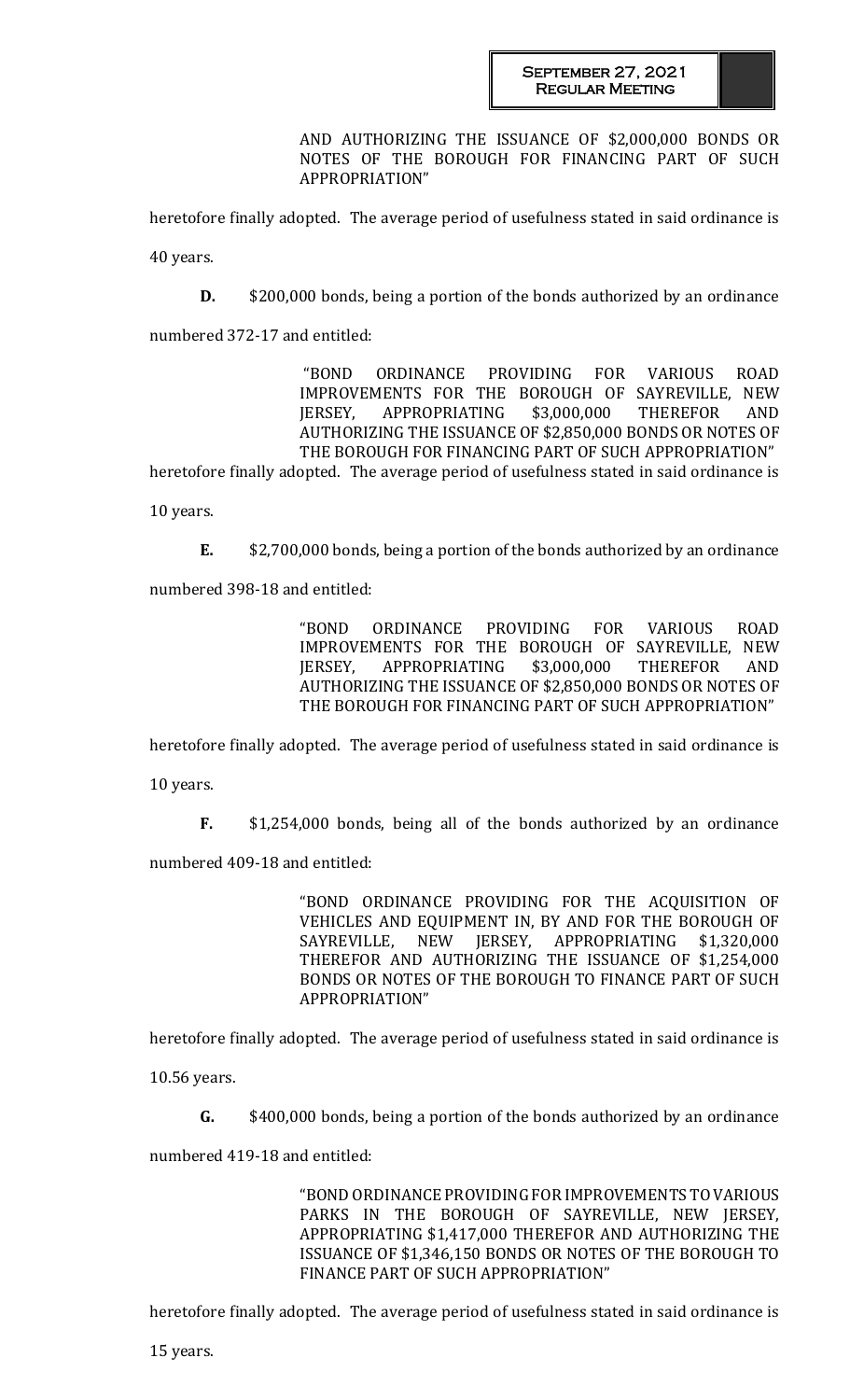AND AUTHORIZING THE ISSUANCE OF $2,000,000 BONDS OR NOTES OF THE BOROUGH FOR FINANCING PART OF SUCH APPROPRIATION"

heretofore finally adopted. The average period of usefulness stated in said ordinance is 40 years.

**D.** $200,000 bonds, being a portion of the bonds authorized by an ordinance numbered 372-17 and entitled:

> "BOND ORDINANCE PROVIDING FOR VARIOUS ROAD IMPROVEMENTS FOR THE BOROUGH OF SAYREVILLE, NEW JERSEY, APPROPRIATING $3,000,000 THEREFOR AND AUTHORIZING THE ISSUANCE OF $2,850,000 BONDS OR NOTES OF THE BOROUGH FOR FINANCING PART OF SUCH APPROPRIATION"

heretofore finally adopted. The average period of usefulness stated in said ordinance is 10 years.

**E.** $2,700,000 bonds, being a portion of the bonds authorized by an ordinance numbered 398-18 and entitled:

> "BOND ORDINANCE PROVIDING FOR VARIOUS ROAD IMPROVEMENTS FOR THE BOROUGH OF SAYREVILLE, NEW JERSEY, APPROPRIATING $3,000,000 THEREFOR AND AUTHORIZING THE ISSUANCE OF $2,850,000 BONDS OR NOTES OF THE BOROUGH FOR FINANCING PART OF SUCH APPROPRIATION"

heretofore finally adopted. The average period of usefulness stated in said ordinance is 10 years.

**F.** $1,254,000 bonds, being all of the bonds authorized by an ordinance numbered 409-18 and entitled:

> "BOND ORDINANCE PROVIDING FOR THE ACQUISITION OF VEHICLES AND EQUIPMENT IN, BY AND FOR THE BOROUGH OF SAYREVILLE, NEW JERSEY, APPROPRIATING $1,320,000 THEREFOR AND AUTHORIZING THE ISSUANCE OF $1,254,000 BONDS OR NOTES OF THE BOROUGH TO FINANCE PART OF SUCH APPROPRIATION"

heretofore finally adopted. The average period of usefulness stated in said ordinance is 10.56 years.

**G.** $400,000 bonds, being a portion of the bonds authorized by an ordinance numbered 419-18 and entitled:

> "BOND ORDINANCE PROVIDING FOR IMPROVEMENTS TO VARIOUS PARKS IN THE BOROUGH OF SAYREVILLE, NEW JERSEY, APPROPRIATING $1,417,000 THEREFOR AND AUTHORIZING THE ISSUANCE OF $1,346,150 BONDS OR NOTES OF THE BOROUGH TO FINANCE PART OF SUCH APPROPRIATION"

heretofore finally adopted. The average period of usefulness stated in said ordinance is 15 years.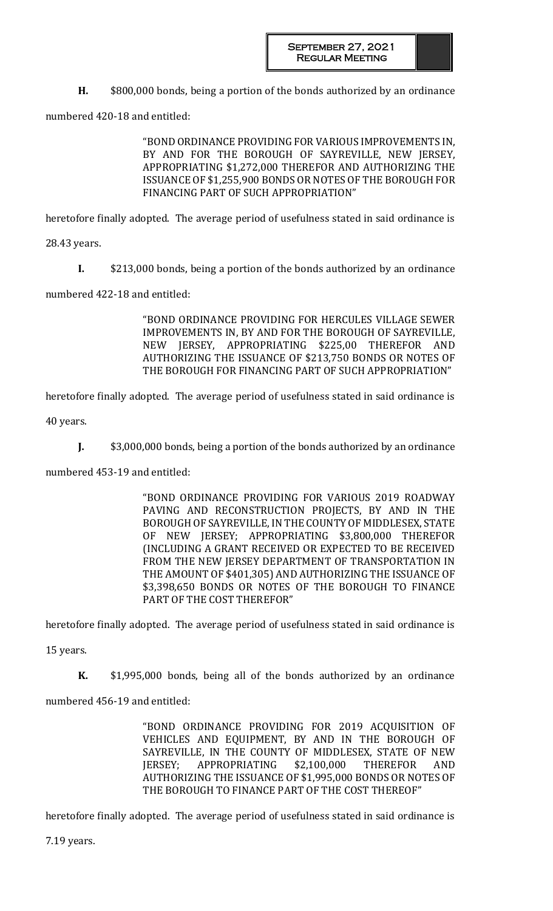**H.** $800,000 bonds, being a portion of the bonds authorized by an ordinance numbered 420-18 and entitled:

> "BOND ORDINANCE PROVIDING FOR VARIOUS IMPROVEMENTS IN, BY AND FOR THE BOROUGH OF SAYREVILLE, NEW JERSEY, APPROPRIATING $1,272,000 THEREFOR AND AUTHORIZING THE ISSUANCE OF $1,255,900 BONDS OR NOTES OF THE BOROUGH FOR FINANCING PART OF SUCH APPROPRIATION"

heretofore finally adopted. The average period of usefulness stated in said ordinance is 28.43 years.

**I.** $213,000 bonds, being a portion of the bonds authorized by an ordinance numbered 422-18 and entitled:

> "BOND ORDINANCE PROVIDING FOR HERCULES VILLAGE SEWER IMPROVEMENTS IN, BY AND FOR THE BOROUGH OF SAYREVILLE, NEW JERSEY, APPROPRIATING $225,00 THEREFOR AND AUTHORIZING THE ISSUANCE OF $213,750 BONDS OR NOTES OF THE BOROUGH FOR FINANCING PART OF SUCH APPROPRIATION"

heretofore finally adopted. The average period of usefulness stated in said ordinance is 40 years.

**J.** $3,000,000 bonds, being a portion of the bonds authorized by an ordinance numbered 453-19 and entitled:

> "BOND ORDINANCE PROVIDING FOR VARIOUS 2019 ROADWAY PAVING AND RECONSTRUCTION PROJECTS, BY AND IN THE BOROUGH OF SAYREVILLE, IN THE COUNTY OF MIDDLESEX, STATE OF NEW JERSEY; APPROPRIATING $3,800,000 THEREFOR (INCLUDING A GRANT RECEIVED OR EXPECTED TO BE RECEIVED FROM THE NEW JERSEY DEPARTMENT OF TRANSPORTATION IN THE AMOUNT OF $401,305) AND AUTHORIZING THE ISSUANCE OF $3,398,650 BONDS OR NOTES OF THE BOROUGH TO FINANCE PART OF THE COST THEREFOR"

heretofore finally adopted. The average period of usefulness stated in said ordinance is 15 years.

**K.** $1,995,000 bonds, being all of the bonds authorized by an ordinance numbered 456-19 and entitled:

> "BOND ORDINANCE PROVIDING FOR 2019 ACQUISITION OF VEHICLES AND EQUIPMENT, BY AND IN THE BOROUGH OF SAYREVILLE, IN THE COUNTY OF MIDDLESEX, STATE OF NEW JERSEY; APPROPRIATING $2,100,000 THEREFOR AND AUTHORIZING THE ISSUANCE OF $1,995,000 BONDS OR NOTES OF THE BOROUGH TO FINANCE PART OF THE COST THEREOF"

heretofore finally adopted. The average period of usefulness stated in said ordinance is 7.19 years.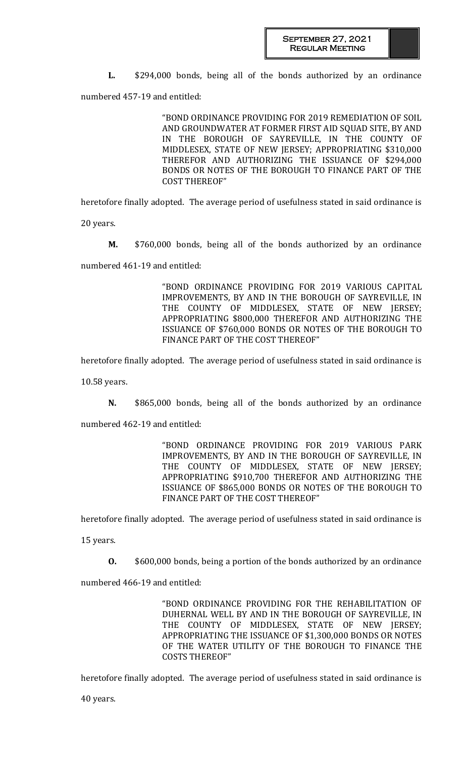**L.** $294,000 bonds, being all of the bonds authorized by an ordinance numbered 457-19 and entitled:

> "BOND ORDINANCE PROVIDING FOR 2019 REMEDIATION OF SOIL AND GROUNDWATER AT FORMER FIRST AID SQUAD SITE, BY AND IN THE BOROUGH OF SAYREVILLE, IN THE COUNTY OF MIDDLESEX, STATE OF NEW JERSEY; APPROPRIATING $310,000 THEREFOR AND AUTHORIZING THE ISSUANCE OF $294,000 BONDS OR NOTES OF THE BOROUGH TO FINANCE PART OF THE COST THEREOF"

heretofore finally adopted. The average period of usefulness stated in said ordinance is 20 years.

**M.** $760,000 bonds, being all of the bonds authorized by an ordinance numbered 461-19 and entitled:

> "BOND ORDINANCE PROVIDING FOR 2019 VARIOUS CAPITAL IMPROVEMENTS, BY AND IN THE BOROUGH OF SAYREVILLE, IN THE COUNTY OF MIDDLESEX, STATE OF NEW JERSEY; APPROPRIATING $800,000 THEREFOR AND AUTHORIZING THE ISSUANCE OF $760,000 BONDS OR NOTES OF THE BOROUGH TO FINANCE PART OF THE COST THEREOF"

heretofore finally adopted. The average period of usefulness stated in said ordinance is 10.58 years.

**N.** $865,000 bonds, being all of the bonds authorized by an ordinance numbered 462-19 and entitled:

> "BOND ORDINANCE PROVIDING FOR 2019 VARIOUS PARK IMPROVEMENTS, BY AND IN THE BOROUGH OF SAYREVILLE, IN THE COUNTY OF MIDDLESEX, STATE OF NEW JERSEY; APPROPRIATING $910,700 THEREFOR AND AUTHORIZING THE ISSUANCE OF $865,000 BONDS OR NOTES OF THE BOROUGH TO FINANCE PART OF THE COST THEREOF"

heretofore finally adopted. The average period of usefulness stated in said ordinance is 15 years.

**O.** $600,000 bonds, being a portion of the bonds authorized by an ordinance numbered 466-19 and entitled:

> "BOND ORDINANCE PROVIDING FOR THE REHABILITATION OF DUHERNAL WELL BY AND IN THE BOROUGH OF SAYREVILLE, IN THE COUNTY OF MIDDLESEX, STATE OF NEW JERSEY; APPROPRIATING THE ISSUANCE OF $1,300,000 BONDS OR NOTES OF THE WATER UTILITY OF THE BOROUGH TO FINANCE THE COSTS THEREOF"

heretofore finally adopted. The average period of usefulness stated in said ordinance is 40 years.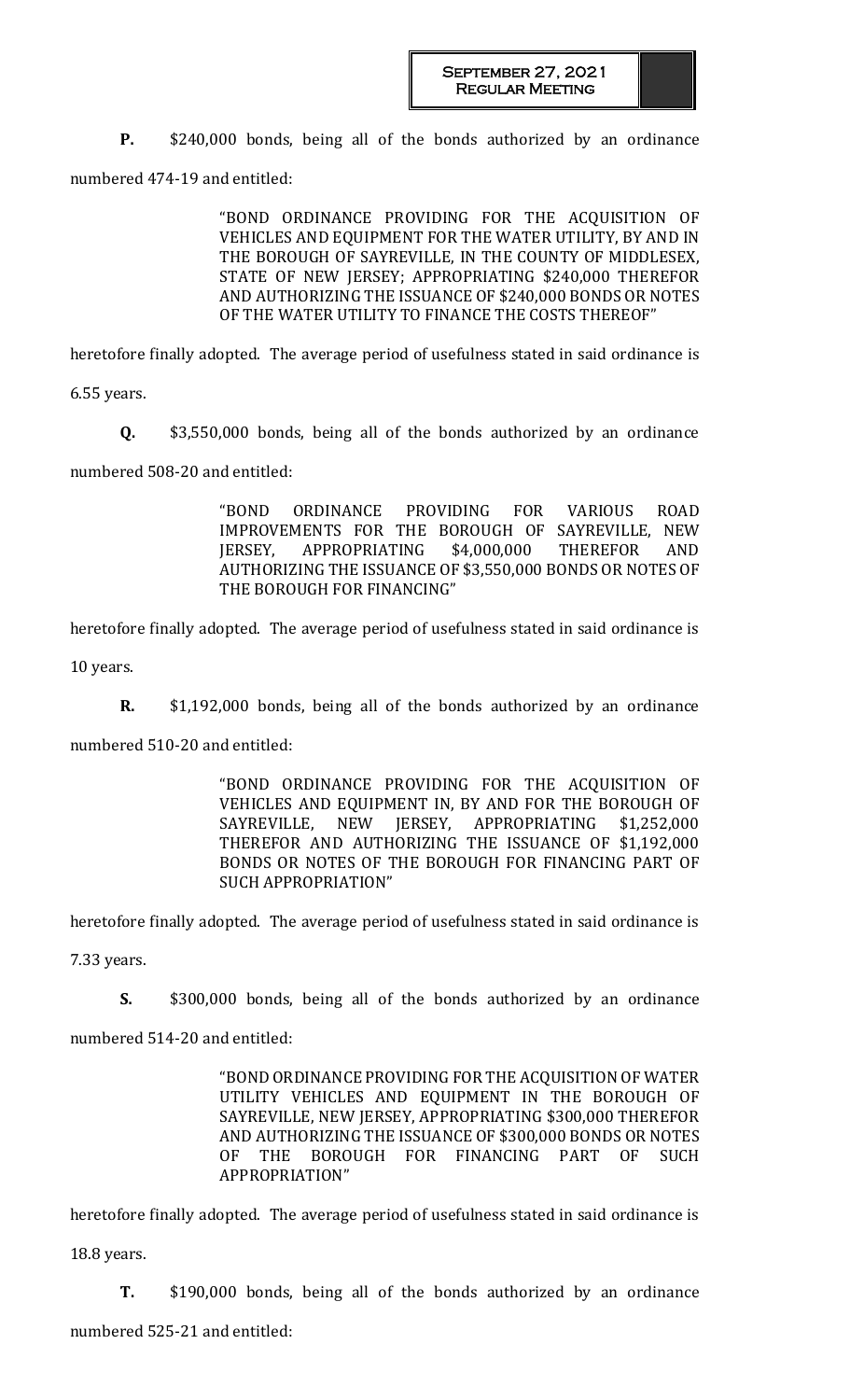**P.** $240,000 bonds, being all of the bonds authorized by an ordinance numbered 474-19 and entitled:

> "BOND ORDINANCE PROVIDING FOR THE ACQUISITION OF VEHICLES AND EQUIPMENT FOR THE WATER UTILITY, BY AND IN THE BOROUGH OF SAYREVILLE, IN THE COUNTY OF MIDDLESEX, STATE OF NEW JERSEY; APPROPRIATING $240,000 THEREFOR AND AUTHORIZING THE ISSUANCE OF $240,000 BONDS OR NOTES OF THE WATER UTILITY TO FINANCE THE COSTS THEREOF"

heretofore finally adopted. The average period of usefulness stated in said ordinance is 6.55 years.

**Q.** $3,550,000 bonds, being all of the bonds authorized by an ordinance numbered 508-20 and entitled:

> "BOND ORDINANCE PROVIDING FOR VARIOUS ROAD IMPROVEMENTS FOR THE BOROUGH OF SAYREVILLE, NEW JERSEY, APPROPRIATING $4,000,000 THEREFOR AND AUTHORIZING THE ISSUANCE OF $3,550,000 BONDS OR NOTES OF THE BOROUGH FOR FINANCING"

heretofore finally adopted. The average period of usefulness stated in said ordinance is 10 years.

**R.** $1,192,000 bonds, being all of the bonds authorized by an ordinance numbered 510-20 and entitled:

> "BOND ORDINANCE PROVIDING FOR THE ACQUISITION OF VEHICLES AND EQUIPMENT IN, BY AND FOR THE BOROUGH OF SAYREVILLE, NEW JERSEY, APPROPRIATING $1,252,000 THEREFOR AND AUTHORIZING THE ISSUANCE OF $1,192,000 BONDS OR NOTES OF THE BOROUGH FOR FINANCING PART OF SUCH APPROPRIATION"

heretofore finally adopted. The average period of usefulness stated in said ordinance is 7.33 years.

**S.** $300,000 bonds, being all of the bonds authorized by an ordinance numbered 514-20 and entitled:

> "BOND ORDINANCE PROVIDING FOR THE ACQUISITION OF WATER UTILITY VEHICLES AND EQUIPMENT IN THE BOROUGH OF SAYREVILLE, NEW JERSEY, APPROPRIATING $300,000 THEREFOR AND AUTHORIZING THE ISSUANCE OF $300,000 BONDS OR NOTES OF THE BOROUGH FOR FINANCING PART OF SUCH APPROPRIATION"

heretofore finally adopted. The average period of usefulness stated in said ordinance is 18.8 years.

**T.** $190,000 bonds, being all of the bonds authorized by an ordinance numbered 525-21 and entitled: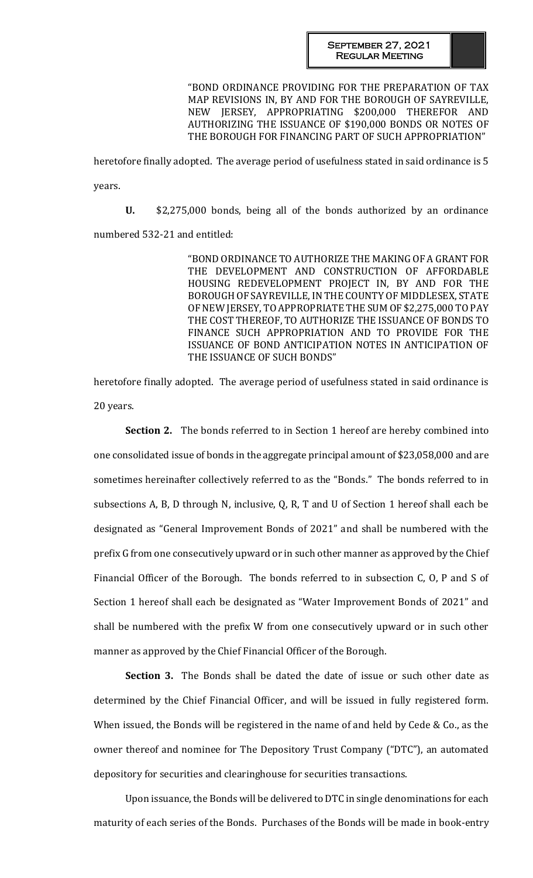"BOND ORDINANCE PROVIDING FOR THE PREPARATION OF TAX MAP REVISIONS IN, BY AND FOR THE BOROUGH OF SAYREVILLE, NEW JERSEY, APPROPRIATING $200,000 THEREFOR AND AUTHORIZING THE ISSUANCE OF $190,000 BONDS OR NOTES OF THE BOROUGH FOR FINANCING PART OF SUCH APPROPRIATION"

heretofore finally adopted. The average period of usefulness stated in said ordinance is 5 years.

**U.** $2,275,000 bonds, being all of the bonds authorized by an ordinance numbered 532-21 and entitled:

"BOND ORDINANCE TO AUTHORIZE THE MAKING OF A GRANT FOR THE DEVELOPMENT AND CONSTRUCTION OF AFFORDABLE HOUSING REDEVELOPMENT PROJECT IN, BY AND FOR THE BOROUGH OF SAYREVILLE, IN THE COUNTY OF MIDDLESEX, STATE OF NEW JERSEY, TO APPROPRIATE THE SUM OF $2,275,000 TO PAY THE COST THEREOF, TO AUTHORIZE THE ISSUANCE OF BONDS TO FINANCE SUCH APPROPRIATION AND TO PROVIDE FOR THE ISSUANCE OF BOND ANTICIPATION NOTES IN ANTICIPATION OF THE ISSUANCE OF SUCH BONDS"

heretofore finally adopted. The average period of usefulness stated in said ordinance is 20 years.

**Section 2.** The bonds referred to in Section 1 hereof are hereby combined into one consolidated issue of bonds in the aggregate principal amount of $23,058,000 and are sometimes hereinafter collectively referred to as the "Bonds." The bonds referred to in subsections A, B, D through N, inclusive, Q, R, T and U of Section 1 hereof shall each be designated as "General Improvement Bonds of 2021" and shall be numbered with the prefix G from one consecutively upward or in such other manner as approved by the Chief Financial Officer of the Borough. The bonds referred to in subsection C, O, P and S of Section 1 hereof shall each be designated as "Water Improvement Bonds of 2021" and shall be numbered with the prefix W from one consecutively upward or in such other manner as approved by the Chief Financial Officer of the Borough.

**Section 3.** The Bonds shall be dated the date of issue or such other date as determined by the Chief Financial Officer, and will be issued in fully registered form. When issued, the Bonds will be registered in the name of and held by Cede & Co., as the owner thereof and nominee for The Depository Trust Company ("DTC"), an automated depository for securities and clearinghouse for securities transactions.

Upon issuance, the Bonds will be delivered to DTC in single denominations for each maturity of each series of the Bonds. Purchases of the Bonds will be made in book-entry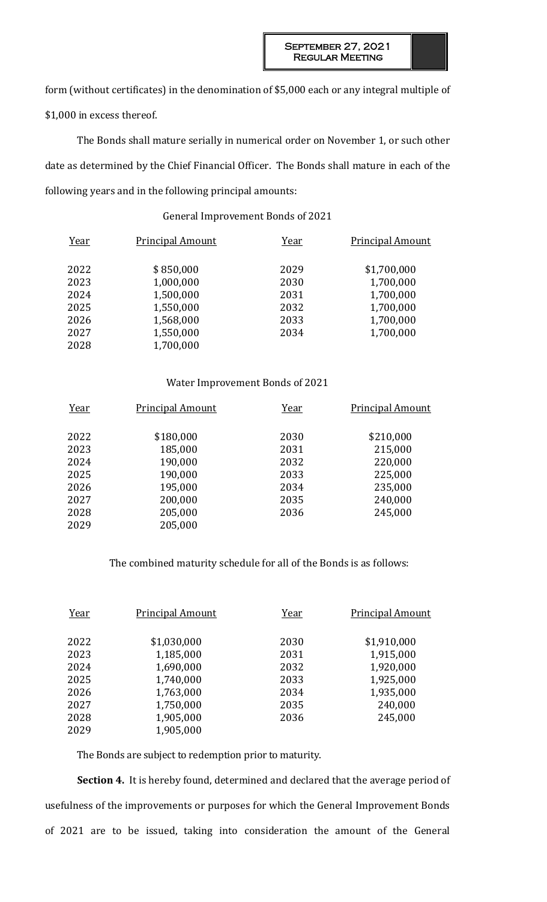form (without certificates) in the denomination of $5,000 each or any integral multiple of $1,000 in excess thereof.

The Bonds shall mature serially in numerical order on November 1, or such other date as determined by the Chief Financial Officer. The Bonds shall mature in each of the following years and in the following principal amounts:

General Improvement Bonds of 2021

| Year | Principal Amount | Year | Principal Amount |
|---|---|---|---|
| 2022 | $ 850,000 | 2029 | $1,700,000 |
| 2023 | 1,000,000 | 2030 | 1,700,000 |
| 2024 | 1,500,000 | 2031 | 1,700,000 |
| 2025 | 1,550,000 | 2032 | 1,700,000 |
| 2026 | 1,568,000 | 2033 | 1,700,000 |
| 2027 | 1,550,000 | 2034 | 1,700,000 |
| 2028 | 1,700,000 | | |

Water Improvement Bonds of 2021

| Year | Principal Amount | Year | Principal Amount |
|---|---|---|---|
| 2022 | $180,000 | 2030 | $210,000 |
| 2023 | 185,000 | 2031 | 215,000 |
| 2024 | 190,000 | 2032 | 220,000 |
| 2025 | 190,000 | 2033 | 225,000 |
| 2026 | 195,000 | 2034 | 235,000 |
| 2027 | 200,000 | 2035 | 240,000 |
| 2028 | 205,000 | 2036 | 245,000 |
| 2029 | 205,000 | | |

The combined maturity schedule for all of the Bonds is as follows:

| Year | Principal Amount | Year | Principal Amount |
|---|---|---|---|
| 2022 | $1,030,000 | 2030 | $1,910,000 |
| 2023 | 1,185,000 | 2031 | 1,915,000 |
| 2024 | 1,690,000 | 2032 | 1,920,000 |
| 2025 | 1,740,000 | 2033 | 1,925,000 |
| 2026 | 1,763,000 | 2034 | 1,935,000 |
| 2027 | 1,750,000 | 2035 | 240,000 |
| 2028 | 1,905,000 | 2036 | 245,000 |
| 2029 | 1,905,000 | | |

The Bonds are subject to redemption prior to maturity.

**Section 4.** It is hereby found, determined and declared that the average period of usefulness of the improvements or purposes for which the General Improvement Bonds of 2021 are to be issued, taking into consideration the amount of the General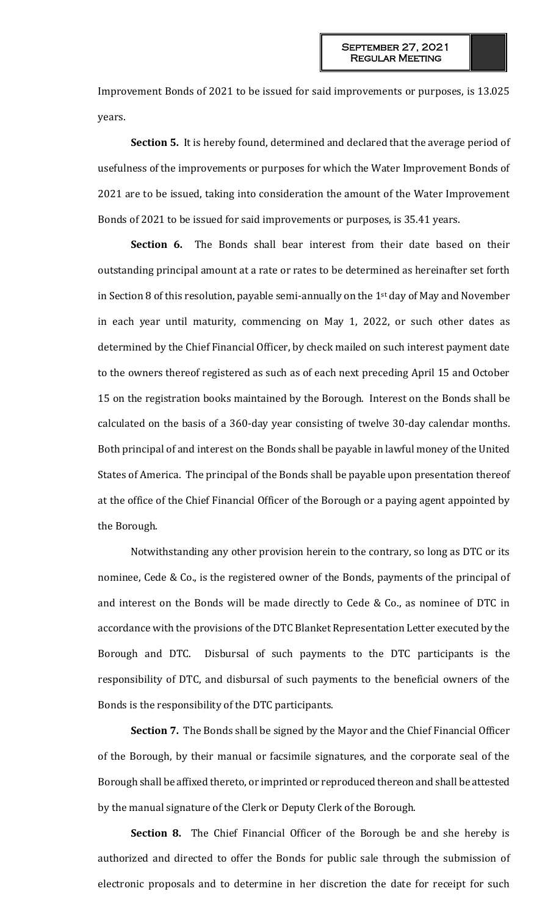Improvement Bonds of 2021 to be issued for said improvements or purposes, is 13.025 years.

**Section 5.** It is hereby found, determined and declared that the average period of usefulness of the improvements or purposes for which the Water Improvement Bonds of 2021 are to be issued, taking into consideration the amount of the Water Improvement Bonds of 2021 to be issued for said improvements or purposes, is 35.41 years.

**Section 6.** The Bonds shall bear interest from their date based on their outstanding principal amount at a rate or rates to be determined as hereinafter set forth in Section 8 of this resolution, payable semi-annually on the 1st day of May and November in each year until maturity, commencing on May 1, 2022, or such other dates as determined by the Chief Financial Officer, by check mailed on such interest payment date to the owners thereof registered as such as of each next preceding April 15 and October 15 on the registration books maintained by the Borough. Interest on the Bonds shall be calculated on the basis of a 360-day year consisting of twelve 30-day calendar months. Both principal of and interest on the Bonds shall be payable in lawful money of the United States of America. The principal of the Bonds shall be payable upon presentation thereof at the office of the Chief Financial Officer of the Borough or a paying agent appointed by the Borough.

Notwithstanding any other provision herein to the contrary, so long as DTC or its nominee, Cede & Co., is the registered owner of the Bonds, payments of the principal of and interest on the Bonds will be made directly to Cede & Co., as nominee of DTC in accordance with the provisions of the DTC Blanket Representation Letter executed by the Borough and DTC. Disbursal of such payments to the DTC participants is the responsibility of DTC, and disbursal of such payments to the beneficial owners of the Bonds is the responsibility of the DTC participants.

**Section 7.** The Bonds shall be signed by the Mayor and the Chief Financial Officer of the Borough, by their manual or facsimile signatures, and the corporate seal of the Borough shall be affixed thereto, or imprinted or reproduced thereon and shall be attested by the manual signature of the Clerk or Deputy Clerk of the Borough.

**Section 8.** The Chief Financial Officer of the Borough be and she hereby is authorized and directed to offer the Bonds for public sale through the submission of electronic proposals and to determine in her discretion the date for receipt for such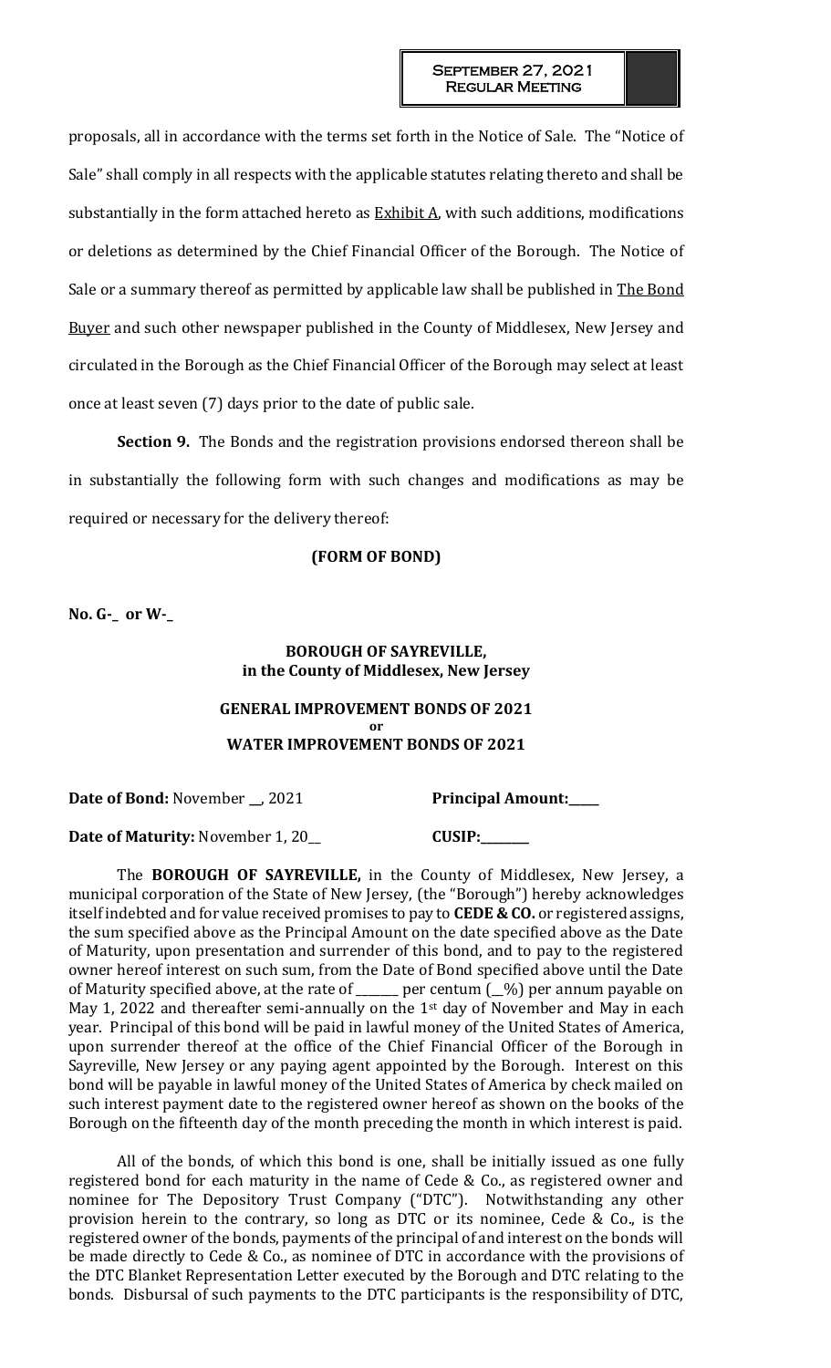proposals, all in accordance with the terms set forth in the Notice of Sale. The "Notice of Sale" shall comply in all respects with the applicable statutes relating thereto and shall be substantially in the form attached hereto as Exhibit A, with such additions, modifications or deletions as determined by the Chief Financial Officer of the Borough. The Notice of Sale or a summary thereof as permitted by applicable law shall be published in The Bond Buyer and such other newspaper published in the County of Middlesex, New Jersey and circulated in the Borough as the Chief Financial Officer of the Borough may select at least once at least seven (7) days prior to the date of public sale.

**Section 9.** The Bonds and the registration provisions endorsed thereon shall be in substantially the following form with such changes and modifications as may be required or necessary for the delivery thereof:

**(FORM OF BOND)**

**No. G-_ or W-_**

**BOROUGH OF SAYREVILLE,**
**in the County of Middlesex, New Jersey**

**GENERAL IMPROVEMENT BONDS OF 2021**
**or**
**WATER IMPROVEMENT BONDS OF 2021**

**Date of Bond:** November __, 2021 **Principal Amount:_____**

**Date of Maturity:** November 1, 20__ **CUSIP:________**

The **BOROUGH OF SAYREVILLE,** in the County of Middlesex, New Jersey, a municipal corporation of the State of New Jersey, (the "Borough") hereby acknowledges itself indebted and for value received promises to pay to **CEDE & CO.** or registered assigns, the sum specified above as the Principal Amount on the date specified above as the Date of Maturity, upon presentation and surrender of this bond, and to pay to the registered owner hereof interest on such sum, from the Date of Bond specified above until the Date of Maturity specified above, at the rate of _______ per centum (__%) per annum payable on May 1, 2022 and thereafter semi-annually on the 1st day of November and May in each year. Principal of this bond will be paid in lawful money of the United States of America, upon surrender thereof at the office of the Chief Financial Officer of the Borough in Sayreville, New Jersey or any paying agent appointed by the Borough. Interest on this bond will be payable in lawful money of the United States of America by check mailed on such interest payment date to the registered owner hereof as shown on the books of the Borough on the fifteenth day of the month preceding the month in which interest is paid.

All of the bonds, of which this bond is one, shall be initially issued as one fully registered bond for each maturity in the name of Cede & Co., as registered owner and nominee for The Depository Trust Company ("DTC"). Notwithstanding any other provision herein to the contrary, so long as DTC or its nominee, Cede & Co., is the registered owner of the bonds, payments of the principal of and interest on the bonds will be made directly to Cede & Co., as nominee of DTC in accordance with the provisions of the DTC Blanket Representation Letter executed by the Borough and DTC relating to the bonds. Disbursal of such payments to the DTC participants is the responsibility of DTC,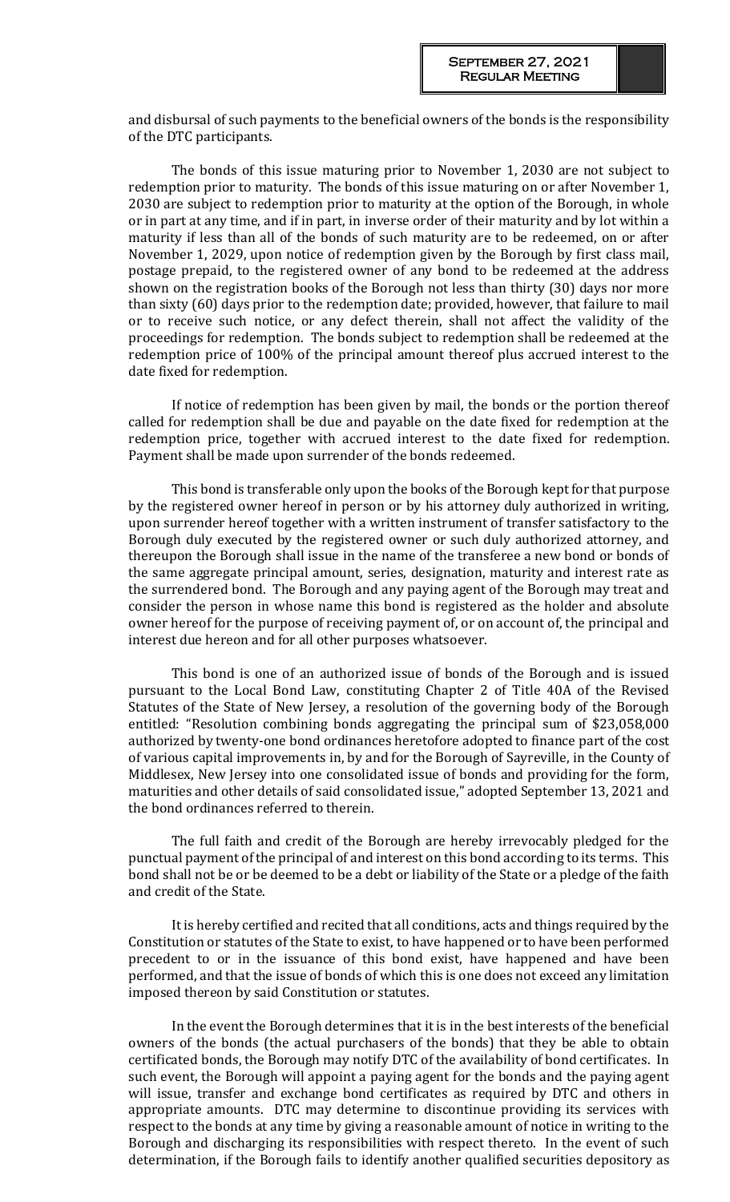and disbursal of such payments to the beneficial owners of the bonds is the responsibility of the DTC participants.

The bonds of this issue maturing prior to November 1, 2030 are not subject to redemption prior to maturity. The bonds of this issue maturing on or after November 1, 2030 are subject to redemption prior to maturity at the option of the Borough, in whole or in part at any time, and if in part, in inverse order of their maturity and by lot within a maturity if less than all of the bonds of such maturity are to be redeemed, on or after November 1, 2029, upon notice of redemption given by the Borough by first class mail, postage prepaid, to the registered owner of any bond to be redeemed at the address shown on the registration books of the Borough not less than thirty (30) days nor more than sixty (60) days prior to the redemption date; provided, however, that failure to mail or to receive such notice, or any defect therein, shall not affect the validity of the proceedings for redemption. The bonds subject to redemption shall be redeemed at the redemption price of 100% of the principal amount thereof plus accrued interest to the date fixed for redemption.

If notice of redemption has been given by mail, the bonds or the portion thereof called for redemption shall be due and payable on the date fixed for redemption at the redemption price, together with accrued interest to the date fixed for redemption. Payment shall be made upon surrender of the bonds redeemed.

This bond is transferable only upon the books of the Borough kept for that purpose by the registered owner hereof in person or by his attorney duly authorized in writing, upon surrender hereof together with a written instrument of transfer satisfactory to the Borough duly executed by the registered owner or such duly authorized attorney, and thereupon the Borough shall issue in the name of the transferee a new bond or bonds of the same aggregate principal amount, series, designation, maturity and interest rate as the surrendered bond. The Borough and any paying agent of the Borough may treat and consider the person in whose name this bond is registered as the holder and absolute owner hereof for the purpose of receiving payment of, or on account of, the principal and interest due hereon and for all other purposes whatsoever.

This bond is one of an authorized issue of bonds of the Borough and is issued pursuant to the Local Bond Law, constituting Chapter 2 of Title 40A of the Revised Statutes of the State of New Jersey, a resolution of the governing body of the Borough entitled: "Resolution combining bonds aggregating the principal sum of $23,058,000 authorized by twenty-one bond ordinances heretofore adopted to finance part of the cost of various capital improvements in, by and for the Borough of Sayreville, in the County of Middlesex, New Jersey into one consolidated issue of bonds and providing for the form, maturities and other details of said consolidated issue," adopted September 13, 2021 and the bond ordinances referred to therein.

The full faith and credit of the Borough are hereby irrevocably pledged for the punctual payment of the principal of and interest on this bond according to its terms. This bond shall not be or be deemed to be a debt or liability of the State or a pledge of the faith and credit of the State.

It is hereby certified and recited that all conditions, acts and things required by the Constitution or statutes of the State to exist, to have happened or to have been performed precedent to or in the issuance of this bond exist, have happened and have been performed, and that the issue of bonds of which this is one does not exceed any limitation imposed thereon by said Constitution or statutes.

In the event the Borough determines that it is in the best interests of the beneficial owners of the bonds (the actual purchasers of the bonds) that they be able to obtain certificated bonds, the Borough may notify DTC of the availability of bond certificates. In such event, the Borough will appoint a paying agent for the bonds and the paying agent will issue, transfer and exchange bond certificates as required by DTC and others in appropriate amounts. DTC may determine to discontinue providing its services with respect to the bonds at any time by giving a reasonable amount of notice in writing to the Borough and discharging its responsibilities with respect thereto. In the event of such determination, if the Borough fails to identify another qualified securities depository as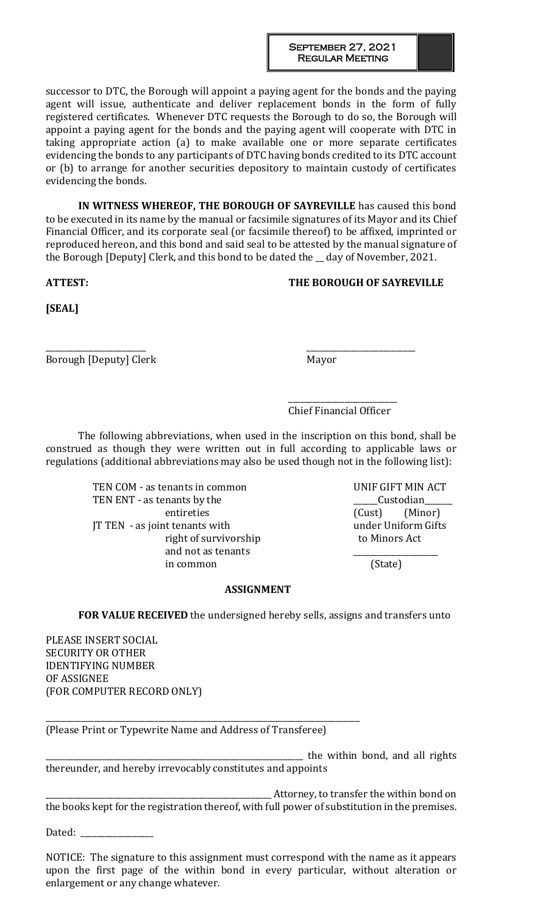successor to DTC, the Borough will appoint a paying agent for the bonds and the paying agent will issue, authenticate and deliver replacement bonds in the form of fully registered certificates. Whenever DTC requests the Borough to do so, the Borough will appoint a paying agent for the bonds and the paying agent will cooperate with DTC in taking appropriate action (a) to make available one or more separate certificates evidencing the bonds to any participants of DTC having bonds credited to its DTC account or (b) to arrange for another securities depository to maintain custody of certificates evidencing the bonds.

**IN WITNESS WHEREOF, THE BOROUGH OF SAYREVILLE** has caused this bond to be executed in its name by the manual or facsimile signatures of its Mayor and its Chief Financial Officer, and its corporate seal (or facsimile thereof) to be affixed, imprinted or reproduced hereon, and this bond and said seal to be attested by the manual signature of the Borough [Deputy] Clerk, and this bond to be dated the __ day of November, 2021.

**ATTEST:** **THE BOROUGH OF SAYREVILLE**

**[SEAL]**

_______________________
Borough [Deputy] Clerk

_______________________
Mayor

_______________________
Chief Financial Officer

The following abbreviations, when used in the inscription on this bond, shall be construed as though they were written out in full according to applicable laws or regulations (additional abbreviations may also be used though not in the following list):

TEN COM - as tenants in common
TEN ENT - as tenants by the entireties
JT TEN - as joint tenants with right of survivorship and not as tenants in common

UNIF GIFT MIN ACT
______Custodian______
(Cust) (Minor)
under Uniform Gifts to Minors Act
_______________
(State)

**ASSIGNMENT**

**FOR VALUE RECEIVED** the undersigned hereby sells, assigns and transfers unto

PLEASE INSERT SOCIAL
SECURITY OR OTHER
IDENTIFYING NUMBER
OF ASSIGNEE
(FOR COMPUTER RECORD ONLY)

_______________________________________________________________
(Please Print or Typewrite Name and Address of Transferee)

_______________________________________________________ the within bond, and all rights thereunder, and hereby irrevocably constitutes and appoints

_______________________________________________ Attorney, to transfer the within bond on the books kept for the registration thereof, with full power of substitution in the premises.

Dated: ______________

NOTICE: The signature to this assignment must correspond with the name as it appears upon the first page of the within bond in every particular, without alteration or enlargement or any change whatever.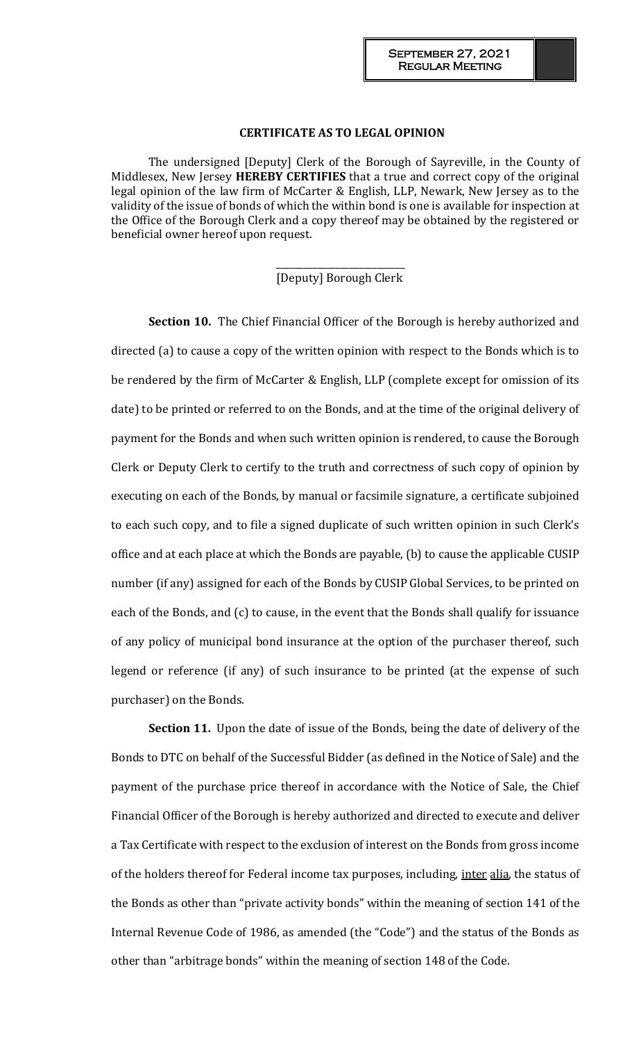**CERTIFICATE AS TO LEGAL OPINION**

The undersigned [Deputy] Clerk of the Borough of Sayreville, in the County of Middlesex, New Jersey **HEREBY CERTIFIES** that a true and correct copy of the original legal opinion of the law firm of McCarter & English, LLP, Newark, New Jersey as to the validity of the issue of bonds of which the within bond is one is available for inspection at the Office of the Borough Clerk and a copy thereof may be obtained by the registered or beneficial owner hereof upon request.

\_\_\_\_\_\_\_\_\_\_\_\_\_\_\_\_\_\_\_\_\_\_\_\_\_\_\_\_
[Deputy] Borough Clerk

**Section 10.** The Chief Financial Officer of the Borough is hereby authorized and directed (a) to cause a copy of the written opinion with respect to the Bonds which is to be rendered by the firm of McCarter & English, LLP (complete except for omission of its date) to be printed or referred to on the Bonds, and at the time of the original delivery of payment for the Bonds and when such written opinion is rendered, to cause the Borough Clerk or Deputy Clerk to certify to the truth and correctness of such copy of opinion by executing on each of the Bonds, by manual or facsimile signature, a certificate subjoined to each such copy, and to file a signed duplicate of such written opinion in such Clerk's office and at each place at which the Bonds are payable, (b) to cause the applicable CUSIP number (if any) assigned for each of the Bonds by CUSIP Global Services, to be printed on each of the Bonds, and (c) to cause, in the event that the Bonds shall qualify for issuance of any policy of municipal bond insurance at the option of the purchaser thereof, such legend or reference (if any) of such insurance to be printed (at the expense of such purchaser) on the Bonds.

**Section 11.** Upon the date of issue of the Bonds, being the date of delivery of the Bonds to DTC on behalf of the Successful Bidder (as defined in the Notice of Sale) and the payment of the purchase price thereof in accordance with the Notice of Sale, the Chief Financial Officer of the Borough is hereby authorized and directed to execute and deliver a Tax Certificate with respect to the exclusion of interest on the Bonds from gross income of the holders thereof for Federal income tax purposes, including, inter alia, the status of the Bonds as other than "private activity bonds" within the meaning of section 141 of the Internal Revenue Code of 1986, as amended (the "Code") and the status of the Bonds as other than "arbitrage bonds" within the meaning of section 148 of the Code.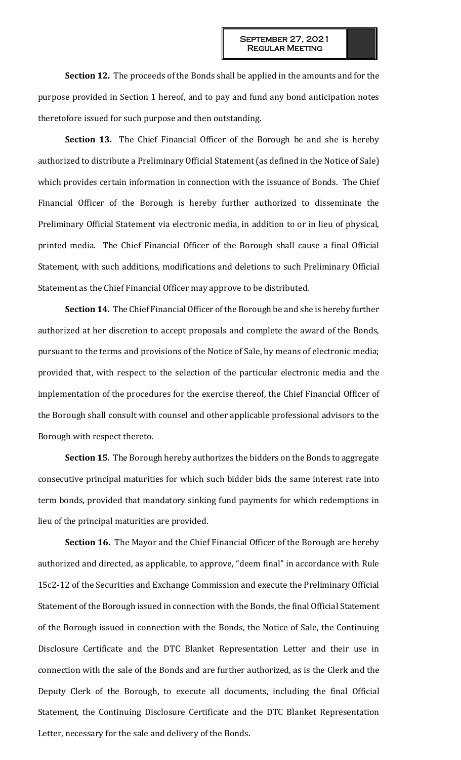**Section 12.** The proceeds of the Bonds shall be applied in the amounts and for the purpose provided in Section 1 hereof, and to pay and fund any bond anticipation notes theretofore issued for such purpose and then outstanding.

**Section 13.** The Chief Financial Officer of the Borough be and she is hereby authorized to distribute a Preliminary Official Statement (as defined in the Notice of Sale) which provides certain information in connection with the issuance of Bonds. The Chief Financial Officer of the Borough is hereby further authorized to disseminate the Preliminary Official Statement via electronic media, in addition to or in lieu of physical, printed media. The Chief Financial Officer of the Borough shall cause a final Official Statement, with such additions, modifications and deletions to such Preliminary Official Statement as the Chief Financial Officer may approve to be distributed.

**Section 14.** The Chief Financial Officer of the Borough be and she is hereby further authorized at her discretion to accept proposals and complete the award of the Bonds, pursuant to the terms and provisions of the Notice of Sale, by means of electronic media; provided that, with respect to the selection of the particular electronic media and the implementation of the procedures for the exercise thereof, the Chief Financial Officer of the Borough shall consult with counsel and other applicable professional advisors to the Borough with respect thereto.

**Section 15.** The Borough hereby authorizes the bidders on the Bonds to aggregate consecutive principal maturities for which such bidder bids the same interest rate into term bonds, provided that mandatory sinking fund payments for which redemptions in lieu of the principal maturities are provided.

**Section 16.** The Mayor and the Chief Financial Officer of the Borough are hereby authorized and directed, as applicable, to approve, "deem final" in accordance with Rule 15c2-12 of the Securities and Exchange Commission and execute the Preliminary Official Statement of the Borough issued in connection with the Bonds, the final Official Statement of the Borough issued in connection with the Bonds, the Notice of Sale, the Continuing Disclosure Certificate and the DTC Blanket Representation Letter and their use in connection with the sale of the Bonds and are further authorized, as is the Clerk and the Deputy Clerk of the Borough, to execute all documents, including the final Official Statement, the Continuing Disclosure Certificate and the DTC Blanket Representation Letter, necessary for the sale and delivery of the Bonds.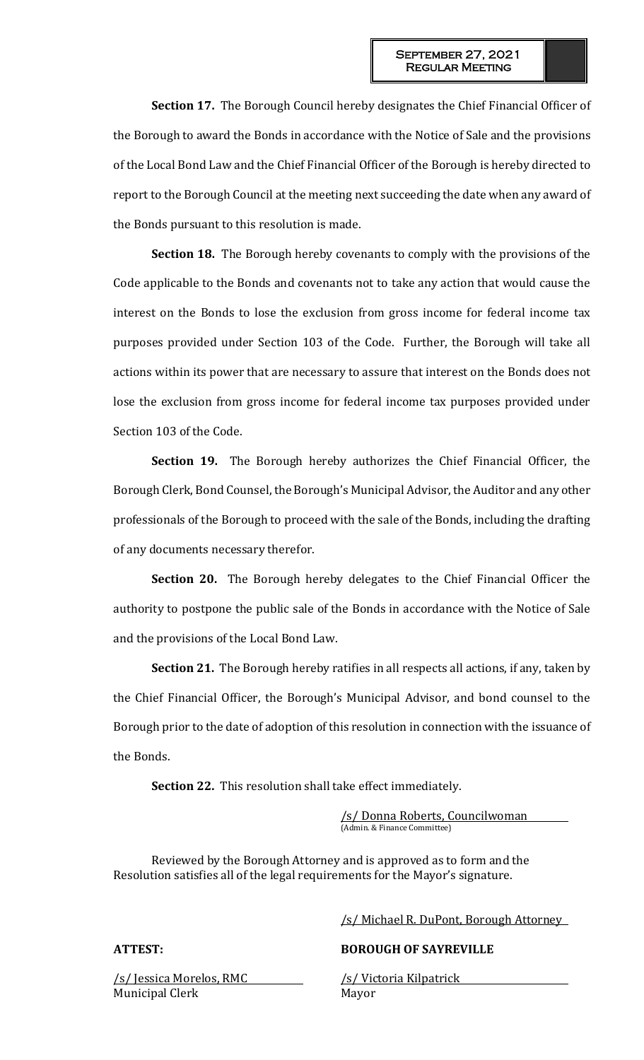**Section 17.** The Borough Council hereby designates the Chief Financial Officer of the Borough to award the Bonds in accordance with the Notice of Sale and the provisions of the Local Bond Law and the Chief Financial Officer of the Borough is hereby directed to report to the Borough Council at the meeting next succeeding the date when any award of the Bonds pursuant to this resolution is made.

**Section 18.** The Borough hereby covenants to comply with the provisions of the Code applicable to the Bonds and covenants not to take any action that would cause the interest on the Bonds to lose the exclusion from gross income for federal income tax purposes provided under Section 103 of the Code. Further, the Borough will take all actions within its power that are necessary to assure that interest on the Bonds does not lose the exclusion from gross income for federal income tax purposes provided under Section 103 of the Code.

**Section 19.** The Borough hereby authorizes the Chief Financial Officer, the Borough Clerk, Bond Counsel, the Borough's Municipal Advisor, the Auditor and any other professionals of the Borough to proceed with the sale of the Bonds, including the drafting of any documents necessary therefor.

**Section 20.** The Borough hereby delegates to the Chief Financial Officer the authority to postpone the public sale of the Bonds in accordance with the Notice of Sale and the provisions of the Local Bond Law.

**Section 21.** The Borough hereby ratifies in all respects all actions, if any, taken by the Chief Financial Officer, the Borough's Municipal Advisor, and bond counsel to the Borough prior to the date of adoption of this resolution in connection with the issuance of the Bonds.

**Section 22.** This resolution shall take effect immediately.

/s/ Donna Roberts, Councilwoman
(Admin. & Finance Committee)

Reviewed by the Borough Attorney and is approved as to form and the Resolution satisfies all of the legal requirements for the Mayor's signature.

/s/ Michael R. DuPont, Borough Attorney

**ATTEST:**

/s/ Jessica Morelos, RMC
Municipal Clerk

**BOROUGH OF SAYREVILLE**

/s/ Victoria Kilpatrick
Mayor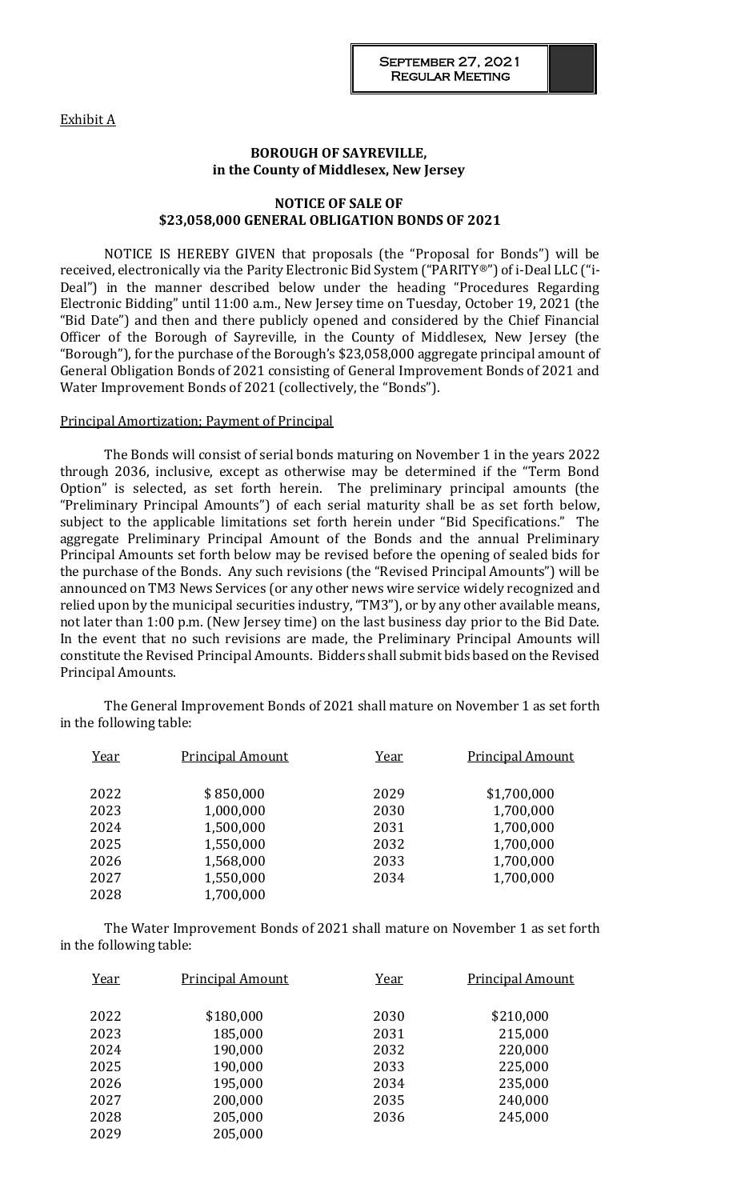Exhibit A

**BOROUGH OF SAYREVILLE,**
**in the County of Middlesex, New Jersey**

**NOTICE OF SALE OF**
**$23,058,000 GENERAL OBLIGATION BONDS OF 2021**

NOTICE IS HEREBY GIVEN that proposals (the "Proposal for Bonds") will be received, electronically via the Parity Electronic Bid System ("PARITY®") of i-Deal LLC ("i-Deal") in the manner described below under the heading "Procedures Regarding Electronic Bidding" until 11:00 a.m., New Jersey time on Tuesday, October 19, 2021 (the "Bid Date") and then and there publicly opened and considered by the Chief Financial Officer of the Borough of Sayreville, in the County of Middlesex, New Jersey (the "Borough"), for the purchase of the Borough's $23,058,000 aggregate principal amount of General Obligation Bonds of 2021 consisting of General Improvement Bonds of 2021 and Water Improvement Bonds of 2021 (collectively, the "Bonds").

Principal Amortization; Payment of Principal

The Bonds will consist of serial bonds maturing on November 1 in the years 2022 through 2036, inclusive, except as otherwise may be determined if the "Term Bond Option" is selected, as set forth herein. The preliminary principal amounts (the "Preliminary Principal Amounts") of each serial maturity shall be as set forth below, subject to the applicable limitations set forth herein under "Bid Specifications." The aggregate Preliminary Principal Amount of the Bonds and the annual Preliminary Principal Amounts set forth below may be revised before the opening of sealed bids for the purchase of the Bonds. Any such revisions (the "Revised Principal Amounts") will be announced on TM3 News Services (or any other news wire service widely recognized and relied upon by the municipal securities industry, "TM3"), or by any other available means, not later than 1:00 p.m. (New Jersey time) on the last business day prior to the Bid Date. In the event that no such revisions are made, the Preliminary Principal Amounts will constitute the Revised Principal Amounts. Bidders shall submit bids based on the Revised Principal Amounts.

The General Improvement Bonds of 2021 shall mature on November 1 as set forth in the following table:

| Year | Principal Amount | Year | Principal Amount |
|---|---|---|---|
| 2022 | $ 850,000 | 2029 | $1,700,000 |
| 2023 | 1,000,000 | 2030 | 1,700,000 |
| 2024 | 1,500,000 | 2031 | 1,700,000 |
| 2025 | 1,550,000 | 2032 | 1,700,000 |
| 2026 | 1,568,000 | 2033 | 1,700,000 |
| 2027 | 1,550,000 | 2034 | 1,700,000 |
| 2028 | 1,700,000 | | |

The Water Improvement Bonds of 2021 shall mature on November 1 as set forth in the following table:

| Year | Principal Amount | Year | Principal Amount |
|---|---|---|---|
| 2022 | $180,000 | 2030 | $210,000 |
| 2023 | 185,000 | 2031 | 215,000 |
| 2024 | 190,000 | 2032 | 220,000 |
| 2025 | 190,000 | 2033 | 225,000 |
| 2026 | 195,000 | 2034 | 235,000 |
| 2027 | 200,000 | 2035 | 240,000 |
| 2028 | 205,000 | 2036 | 245,000 |
| 2029 | 205,000 | | |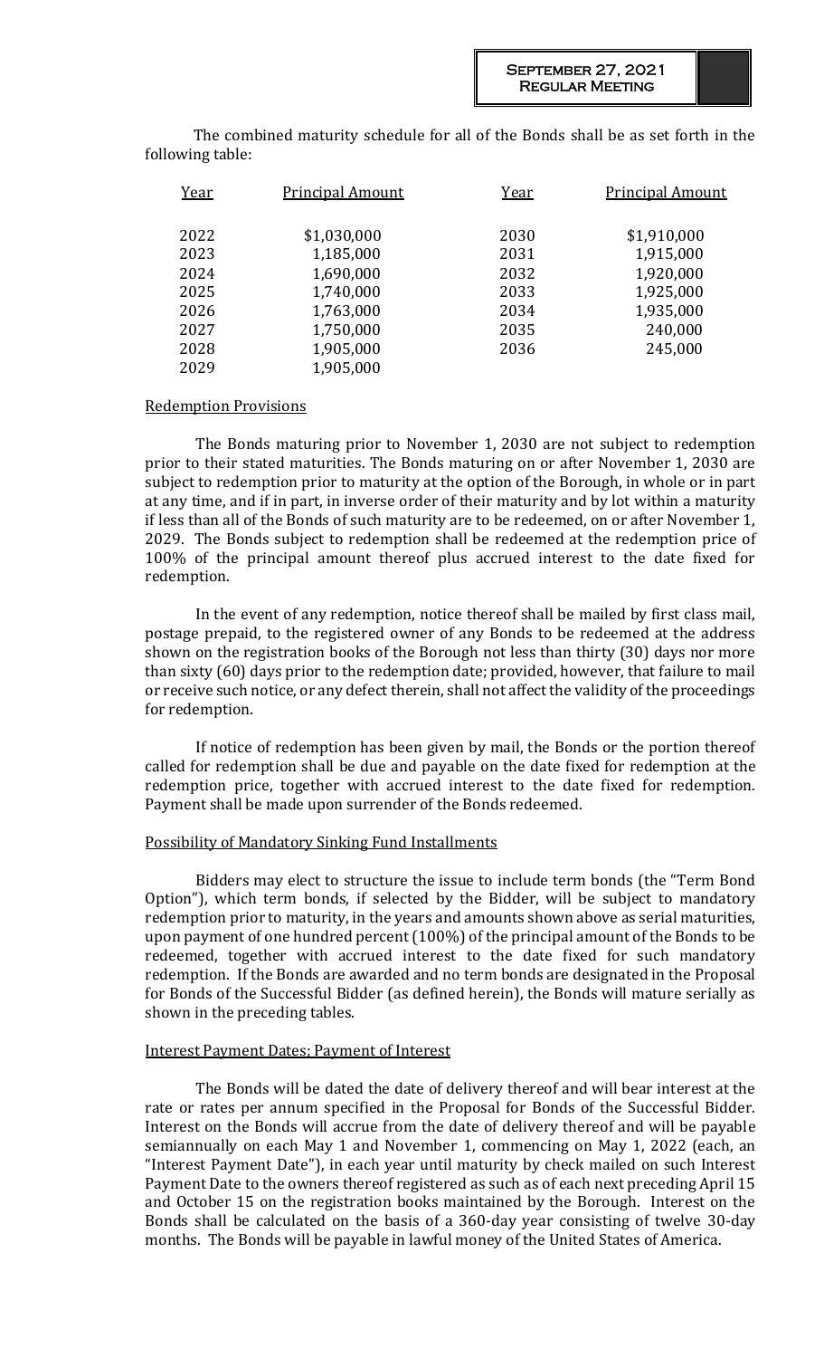The combined maturity schedule for all of the Bonds shall be as set forth in the following table:

| Year | Principal Amount | Year | Principal Amount |
|---|---|---|---|
| 2022 | $1,030,000 | 2030 | $1,910,000 |
| 2023 | 1,185,000 | 2031 | 1,915,000 |
| 2024 | 1,690,000 | 2032 | 1,920,000 |
| 2025 | 1,740,000 | 2033 | 1,925,000 |
| 2026 | 1,763,000 | 2034 | 1,935,000 |
| 2027 | 1,750,000 | 2035 | 240,000 |
| 2028 | 1,905,000 | 2036 | 245,000 |
| 2029 | 1,905,000 | | |

## Redemption Provisions

The Bonds maturing prior to November 1, 2030 are not subject to redemption prior to their stated maturities. The Bonds maturing on or after November 1, 2030 are subject to redemption prior to maturity at the option of the Borough, in whole or in part at any time, and if in part, in inverse order of their maturity and by lot within a maturity if less than all of the Bonds of such maturity are to be redeemed, on or after November 1, 2029. The Bonds subject to redemption shall be redeemed at the redemption price of 100% of the principal amount thereof plus accrued interest to the date fixed for redemption.

In the event of any redemption, notice thereof shall be mailed by first class mail, postage prepaid, to the registered owner of any Bonds to be redeemed at the address shown on the registration books of the Borough not less than thirty (30) days nor more than sixty (60) days prior to the redemption date; provided, however, that failure to mail or receive such notice, or any defect therein, shall not affect the validity of the proceedings for redemption.

If notice of redemption has been given by mail, the Bonds or the portion thereof called for redemption shall be due and payable on the date fixed for redemption at the redemption price, together with accrued interest to the date fixed for redemption. Payment shall be made upon surrender of the Bonds redeemed.

## Possibility of Mandatory Sinking Fund Installments

Bidders may elect to structure the issue to include term bonds (the "Term Bond Option"), which term bonds, if selected by the Bidder, will be subject to mandatory redemption prior to maturity, in the years and amounts shown above as serial maturities, upon payment of one hundred percent (100%) of the principal amount of the Bonds to be redeemed, together with accrued interest to the date fixed for such mandatory redemption. If the Bonds are awarded and no term bonds are designated in the Proposal for Bonds of the Successful Bidder (as defined herein), the Bonds will mature serially as shown in the preceding tables.

## Interest Payment Dates; Payment of Interest

The Bonds will be dated the date of delivery thereof and will bear interest at the rate or rates per annum specified in the Proposal for Bonds of the Successful Bidder. Interest on the Bonds will accrue from the date of delivery thereof and will be payable semiannually on each May 1 and November 1, commencing on May 1, 2022 (each, an "Interest Payment Date"), in each year until maturity by check mailed on such Interest Payment Date to the owners thereof registered as such as of each next preceding April 15 and October 15 on the registration books maintained by the Borough. Interest on the Bonds shall be calculated on the basis of a 360-day year consisting of twelve 30-day months. The Bonds will be payable in lawful money of the United States of America.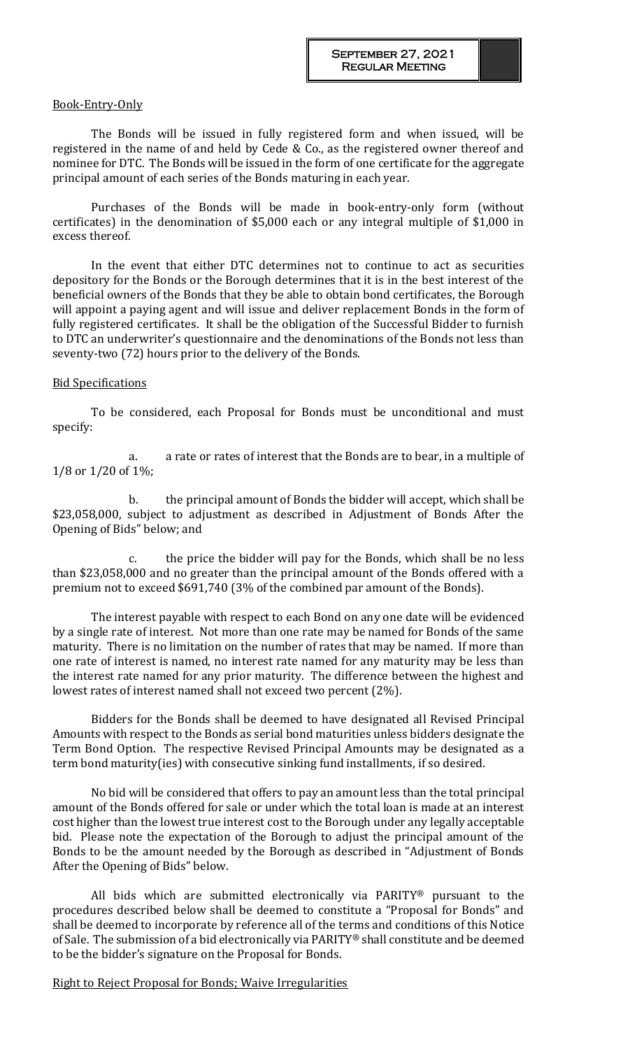Book-Entry-Only

The Bonds will be issued in fully registered form and when issued, will be registered in the name of and held by Cede & Co., as the registered owner thereof and nominee for DTC. The Bonds will be issued in the form of one certificate for the aggregate principal amount of each series of the Bonds maturing in each year.

Purchases of the Bonds will be made in book-entry-only form (without certificates) in the denomination of $5,000 each or any integral multiple of $1,000 in excess thereof.

In the event that either DTC determines not to continue to act as securities depository for the Bonds or the Borough determines that it is in the best interest of the beneficial owners of the Bonds that they be able to obtain bond certificates, the Borough will appoint a paying agent and will issue and deliver replacement Bonds in the form of fully registered certificates. It shall be the obligation of the Successful Bidder to furnish to DTC an underwriter's questionnaire and the denominations of the Bonds not less than seventy-two (72) hours prior to the delivery of the Bonds.

Bid Specifications

To be considered, each Proposal for Bonds must be unconditional and must specify:

a. a rate or rates of interest that the Bonds are to bear, in a multiple of 1/8 or 1/20 of 1%;

b. the principal amount of Bonds the bidder will accept, which shall be $23,058,000, subject to adjustment as described in Adjustment of Bonds After the Opening of Bids" below; and

c. the price the bidder will pay for the Bonds, which shall be no less than $23,058,000 and no greater than the principal amount of the Bonds offered with a premium not to exceed $691,740 (3% of the combined par amount of the Bonds).

The interest payable with respect to each Bond on any one date will be evidenced by a single rate of interest. Not more than one rate may be named for Bonds of the same maturity. There is no limitation on the number of rates that may be named. If more than one rate of interest is named, no interest rate named for any maturity may be less than the interest rate named for any prior maturity. The difference between the highest and lowest rates of interest named shall not exceed two percent (2%).

Bidders for the Bonds shall be deemed to have designated all Revised Principal Amounts with respect to the Bonds as serial bond maturities unless bidders designate the Term Bond Option. The respective Revised Principal Amounts may be designated as a term bond maturity(ies) with consecutive sinking fund installments, if so desired.

No bid will be considered that offers to pay an amount less than the total principal amount of the Bonds offered for sale or under which the total loan is made at an interest cost higher than the lowest true interest cost to the Borough under any legally acceptable bid. Please note the expectation of the Borough to adjust the principal amount of the Bonds to be the amount needed by the Borough as described in "Adjustment of Bonds After the Opening of Bids" below.

All bids which are submitted electronically via PARITY® pursuant to the procedures described below shall be deemed to constitute a "Proposal for Bonds" and shall be deemed to incorporate by reference all of the terms and conditions of this Notice of Sale. The submission of a bid electronically via PARITY® shall constitute and be deemed to be the bidder's signature on the Proposal for Bonds.

Right to Reject Proposal for Bonds; Waive Irregularities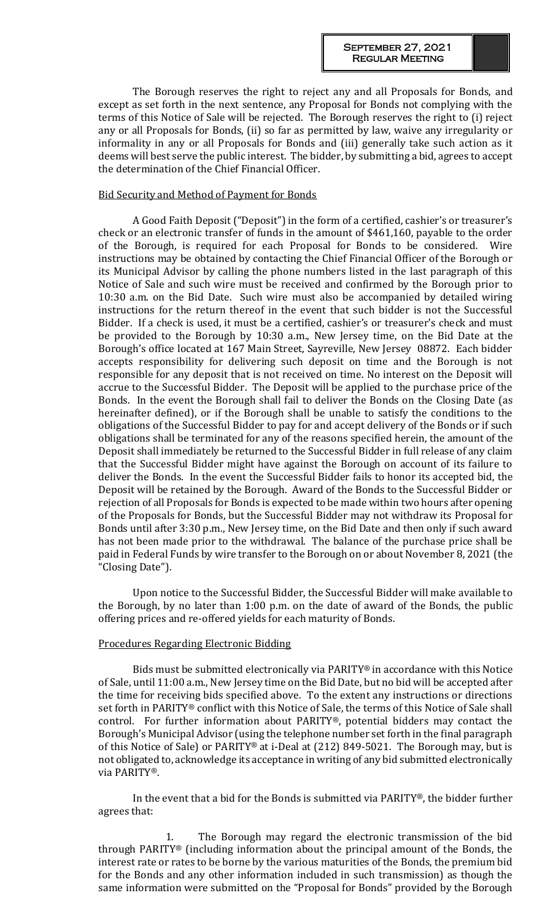The Borough reserves the right to reject any and all Proposals for Bonds, and except as set forth in the next sentence, any Proposal for Bonds not complying with the terms of this Notice of Sale will be rejected. The Borough reserves the right to (i) reject any or all Proposals for Bonds, (ii) so far as permitted by law, waive any irregularity or informality in any or all Proposals for Bonds and (iii) generally take such action as it deems will best serve the public interest. The bidder, by submitting a bid, agrees to accept the determination of the Chief Financial Officer.

Bid Security and Method of Payment for Bonds

A Good Faith Deposit ("Deposit") in the form of a certified, cashier's or treasurer's check or an electronic transfer of funds in the amount of $461,160, payable to the order of the Borough, is required for each Proposal for Bonds to be considered. Wire instructions may be obtained by contacting the Chief Financial Officer of the Borough or its Municipal Advisor by calling the phone numbers listed in the last paragraph of this Notice of Sale and such wire must be received and confirmed by the Borough prior to 10:30 a.m. on the Bid Date. Such wire must also be accompanied by detailed wiring instructions for the return thereof in the event that such bidder is not the Successful Bidder. If a check is used, it must be a certified, cashier's or treasurer's check and must be provided to the Borough by 10:30 a.m., New Jersey time, on the Bid Date at the Borough's office located at 167 Main Street, Sayreville, New Jersey 08872. Each bidder accepts responsibility for delivering such deposit on time and the Borough is not responsible for any deposit that is not received on time. No interest on the Deposit will accrue to the Successful Bidder. The Deposit will be applied to the purchase price of the Bonds. In the event the Borough shall fail to deliver the Bonds on the Closing Date (as hereinafter defined), or if the Borough shall be unable to satisfy the conditions to the obligations of the Successful Bidder to pay for and accept delivery of the Bonds or if such obligations shall be terminated for any of the reasons specified herein, the amount of the Deposit shall immediately be returned to the Successful Bidder in full release of any claim that the Successful Bidder might have against the Borough on account of its failure to deliver the Bonds. In the event the Successful Bidder fails to honor its accepted bid, the Deposit will be retained by the Borough. Award of the Bonds to the Successful Bidder or rejection of all Proposals for Bonds is expected to be made within two hours after opening of the Proposals for Bonds, but the Successful Bidder may not withdraw its Proposal for Bonds until after 3:30 p.m., New Jersey time, on the Bid Date and then only if such award has not been made prior to the withdrawal. The balance of the purchase price shall be paid in Federal Funds by wire transfer to the Borough on or about November 8, 2021 (the "Closing Date").

Upon notice to the Successful Bidder, the Successful Bidder will make available to the Borough, by no later than 1:00 p.m. on the date of award of the Bonds, the public offering prices and re-offered yields for each maturity of Bonds.

Procedures Regarding Electronic Bidding

Bids must be submitted electronically via PARITY® in accordance with this Notice of Sale, until 11:00 a.m., New Jersey time on the Bid Date, but no bid will be accepted after the time for receiving bids specified above. To the extent any instructions or directions set forth in PARITY® conflict with this Notice of Sale, the terms of this Notice of Sale shall control. For further information about PARITY®, potential bidders may contact the Borough's Municipal Advisor (using the telephone number set forth in the final paragraph of this Notice of Sale) or PARITY® at i-Deal at (212) 849-5021. The Borough may, but is not obligated to, acknowledge its acceptance in writing of any bid submitted electronically via PARITY®.

In the event that a bid for the Bonds is submitted via PARITY®, the bidder further agrees that:

1. The Borough may regard the electronic transmission of the bid through PARITY® (including information about the principal amount of the Bonds, the interest rate or rates to be borne by the various maturities of the Bonds, the premium bid for the Bonds and any other information included in such transmission) as though the same information were submitted on the "Proposal for Bonds" provided by the Borough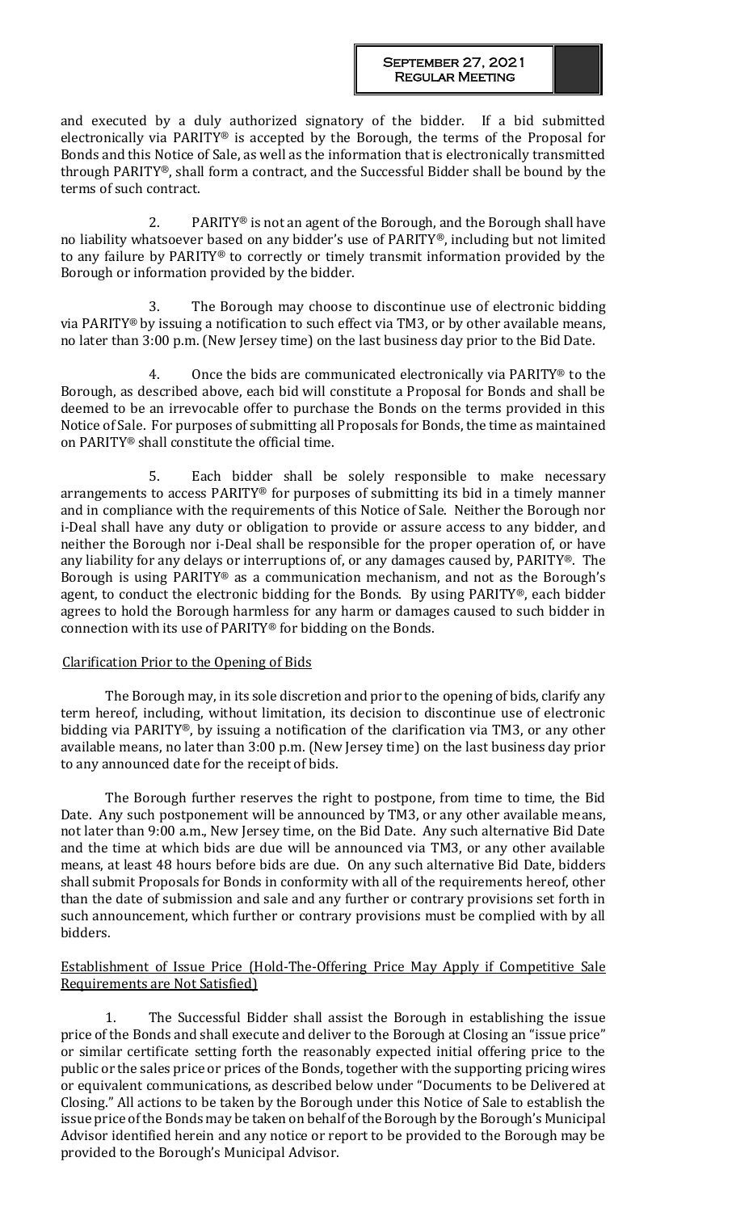and executed by a duly authorized signatory of the bidder. If a bid submitted electronically via PARITY® is accepted by the Borough, the terms of the Proposal for Bonds and this Notice of Sale, as well as the information that is electronically transmitted through PARITY®, shall form a contract, and the Successful Bidder shall be bound by the terms of such contract.

2. PARITY® is not an agent of the Borough, and the Borough shall have no liability whatsoever based on any bidder's use of PARITY®, including but not limited to any failure by PARITY® to correctly or timely transmit information provided by the Borough or information provided by the bidder.

3. The Borough may choose to discontinue use of electronic bidding via PARITY® by issuing a notification to such effect via TM3, or by other available means, no later than 3:00 p.m. (New Jersey time) on the last business day prior to the Bid Date.

4. Once the bids are communicated electronically via PARITY® to the Borough, as described above, each bid will constitute a Proposal for Bonds and shall be deemed to be an irrevocable offer to purchase the Bonds on the terms provided in this Notice of Sale. For purposes of submitting all Proposals for Bonds, the time as maintained on PARITY® shall constitute the official time.

5. Each bidder shall be solely responsible to make necessary arrangements to access PARITY® for purposes of submitting its bid in a timely manner and in compliance with the requirements of this Notice of Sale. Neither the Borough nor i-Deal shall have any duty or obligation to provide or assure access to any bidder, and neither the Borough nor i-Deal shall be responsible for the proper operation of, or have any liability for any delays or interruptions of, or any damages caused by, PARITY®. The Borough is using PARITY® as a communication mechanism, and not as the Borough's agent, to conduct the electronic bidding for the Bonds. By using PARITY®, each bidder agrees to hold the Borough harmless for any harm or damages caused to such bidder in connection with its use of PARITY® for bidding on the Bonds.

Clarification Prior to the Opening of Bids

The Borough may, in its sole discretion and prior to the opening of bids, clarify any term hereof, including, without limitation, its decision to discontinue use of electronic bidding via PARITY®, by issuing a notification of the clarification via TM3, or any other available means, no later than 3:00 p.m. (New Jersey time) on the last business day prior to any announced date for the receipt of bids.

The Borough further reserves the right to postpone, from time to time, the Bid Date. Any such postponement will be announced by TM3, or any other available means, not later than 9:00 a.m., New Jersey time, on the Bid Date. Any such alternative Bid Date and the time at which bids are due will be announced via TM3, or any other available means, at least 48 hours before bids are due. On any such alternative Bid Date, bidders shall submit Proposals for Bonds in conformity with all of the requirements hereof, other than the date of submission and sale and any further or contrary provisions set forth in such announcement, which further or contrary provisions must be complied with by all bidders.

Establishment of Issue Price (Hold-The-Offering Price May Apply if Competitive Sale Requirements are Not Satisfied)

1. The Successful Bidder shall assist the Borough in establishing the issue price of the Bonds and shall execute and deliver to the Borough at Closing an "issue price" or similar certificate setting forth the reasonably expected initial offering price to the public or the sales price or prices of the Bonds, together with the supporting pricing wires or equivalent communications, as described below under "Documents to be Delivered at Closing." All actions to be taken by the Borough under this Notice of Sale to establish the issue price of the Bonds may be taken on behalf of the Borough by the Borough's Municipal Advisor identified herein and any notice or report to be provided to the Borough may be provided to the Borough's Municipal Advisor.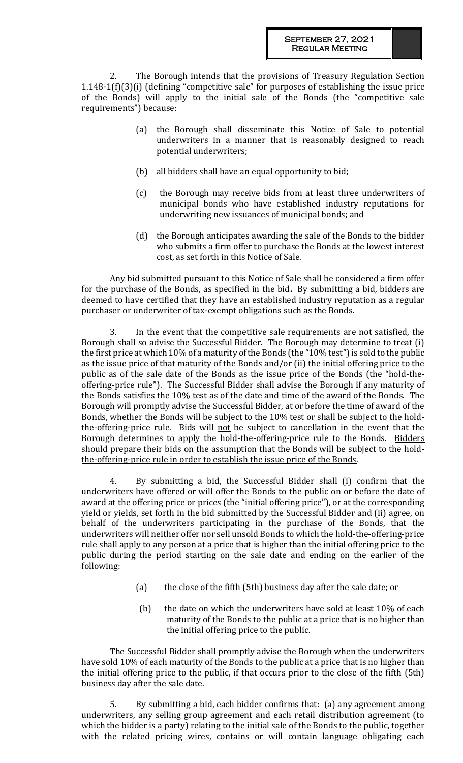2. The Borough intends that the provisions of Treasury Regulation Section 1.148-1(f)(3)(i) (defining "competitive sale" for purposes of establishing the issue price of the Bonds) will apply to the initial sale of the Bonds (the "competitive sale requirements") because:

- (a) the Borough shall disseminate this Notice of Sale to potential underwriters in a manner that is reasonably designed to reach potential underwriters;
- (b) all bidders shall have an equal opportunity to bid;
- (c) the Borough may receive bids from at least three underwriters of municipal bonds who have established industry reputations for underwriting new issuances of municipal bonds; and
- (d) the Borough anticipates awarding the sale of the Bonds to the bidder who submits a firm offer to purchase the Bonds at the lowest interest cost, as set forth in this Notice of Sale.

Any bid submitted pursuant to this Notice of Sale shall be considered a firm offer for the purchase of the Bonds, as specified in the bid**.** By submitting a bid, bidders are deemed to have certified that they have an established industry reputation as a regular purchaser or underwriter of tax-exempt obligations such as the Bonds.

3. In the event that the competitive sale requirements are not satisfied, the Borough shall so advise the Successful Bidder. The Borough may determine to treat (i) the first price at which 10% of a maturity of the Bonds (the "10% test") is sold to the public as the issue price of that maturity of the Bonds and/or (ii) the initial offering price to the public as of the sale date of the Bonds as the issue price of the Bonds (the "hold-the-offering-price rule"). The Successful Bidder shall advise the Borough if any maturity of the Bonds satisfies the 10% test as of the date and time of the award of the Bonds. The Borough will promptly advise the Successful Bidder, at or before the time of award of the Bonds, whether the Bonds will be subject to the 10% test or shall be subject to the hold-the-offering-price rule. Bids will <u>not</u> be subject to cancellation in the event that the Borough determines to apply the hold-the-offering-price rule to the Bonds. <u>Bidders should prepare their bids on the assumption that the Bonds will be subject to the hold-the-offering-price rule in order to establish the issue price of the Bonds</u>.

4. By submitting a bid, the Successful Bidder shall (i) confirm that the underwriters have offered or will offer the Bonds to the public on or before the date of award at the offering price or prices (the "initial offering price"), or at the corresponding yield or yields, set forth in the bid submitted by the Successful Bidder and (ii) agree, on behalf of the underwriters participating in the purchase of the Bonds, that the underwriters will neither offer nor sell unsold Bonds to which the hold-the-offering-price rule shall apply to any person at a price that is higher than the initial offering price to the public during the period starting on the sale date and ending on the earlier of the following:

- (a) the close of the fifth (5th) business day after the sale date; or
- (b) the date on which the underwriters have sold at least 10% of each maturity of the Bonds to the public at a price that is no higher than the initial offering price to the public.

The Successful Bidder shall promptly advise the Borough when the underwriters have sold 10% of each maturity of the Bonds to the public at a price that is no higher than the initial offering price to the public, if that occurs prior to the close of the fifth (5th) business day after the sale date.

5. By submitting a bid, each bidder confirms that: (a) any agreement among underwriters, any selling group agreement and each retail distribution agreement (to which the bidder is a party) relating to the initial sale of the Bonds to the public, together with the related pricing wires, contains or will contain language obligating each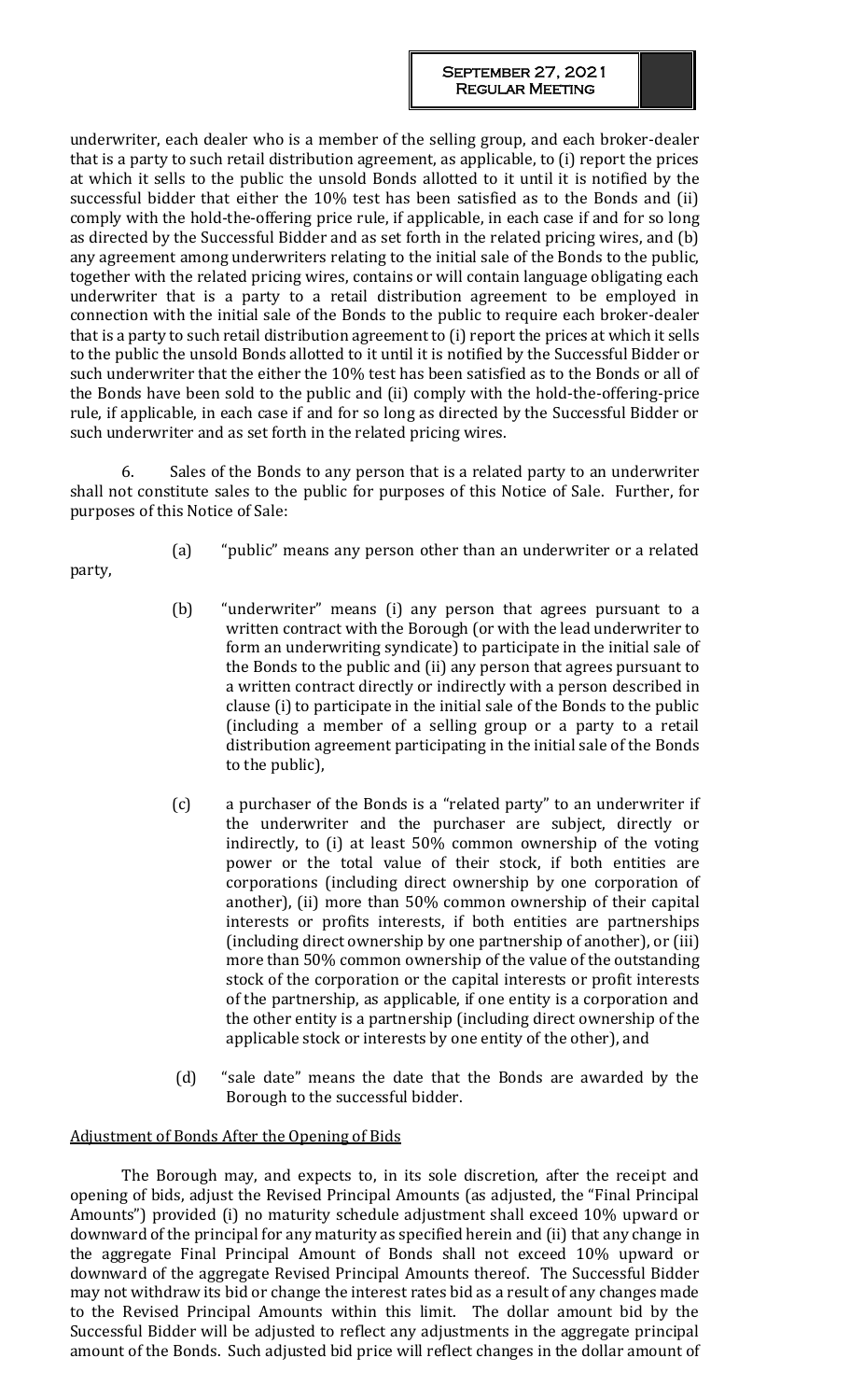underwriter, each dealer who is a member of the selling group, and each broker-dealer that is a party to such retail distribution agreement, as applicable, to (i) report the prices at which it sells to the public the unsold Bonds allotted to it until it is notified by the successful bidder that either the 10% test has been satisfied as to the Bonds and (ii) comply with the hold-the-offering price rule, if applicable, in each case if and for so long as directed by the Successful Bidder and as set forth in the related pricing wires, and (b) any agreement among underwriters relating to the initial sale of the Bonds to the public, together with the related pricing wires, contains or will contain language obligating each underwriter that is a party to a retail distribution agreement to be employed in connection with the initial sale of the Bonds to the public to require each broker-dealer that is a party to such retail distribution agreement to (i) report the prices at which it sells to the public the unsold Bonds allotted to it until it is notified by the Successful Bidder or such underwriter that the either the 10% test has been satisfied as to the Bonds or all of the Bonds have been sold to the public and (ii) comply with the hold-the-offering-price rule, if applicable, in each case if and for so long as directed by the Successful Bidder or such underwriter and as set forth in the related pricing wires.

6. Sales of the Bonds to any person that is a related party to an underwriter shall not constitute sales to the public for purposes of this Notice of Sale. Further, for purposes of this Notice of Sale:

(a) "public" means any person other than an underwriter or a related party,

(b) "underwriter" means (i) any person that agrees pursuant to a written contract with the Borough (or with the lead underwriter to form an underwriting syndicate) to participate in the initial sale of the Bonds to the public and (ii) any person that agrees pursuant to a written contract directly or indirectly with a person described in clause (i) to participate in the initial sale of the Bonds to the public (including a member of a selling group or a party to a retail distribution agreement participating in the initial sale of the Bonds to the public),

(c) a purchaser of the Bonds is a "related party" to an underwriter if the underwriter and the purchaser are subject, directly or indirectly, to (i) at least 50% common ownership of the voting power or the total value of their stock, if both entities are corporations (including direct ownership by one corporation of another), (ii) more than 50% common ownership of their capital interests or profits interests, if both entities are partnerships (including direct ownership by one partnership of another), or (iii) more than 50% common ownership of the value of the outstanding stock of the corporation or the capital interests or profit interests of the partnership, as applicable, if one entity is a corporation and the other entity is a partnership (including direct ownership of the applicable stock or interests by one entity of the other), and

(d) "sale date" means the date that the Bonds are awarded by the Borough to the successful bidder.

Adjustment of Bonds After the Opening of Bids

The Borough may, and expects to, in its sole discretion, after the receipt and opening of bids, adjust the Revised Principal Amounts (as adjusted, the "Final Principal Amounts") provided (i) no maturity schedule adjustment shall exceed 10% upward or downward of the principal for any maturity as specified herein and (ii) that any change in the aggregate Final Principal Amount of Bonds shall not exceed 10% upward or downward of the aggregate Revised Principal Amounts thereof. The Successful Bidder may not withdraw its bid or change the interest rates bid as a result of any changes made to the Revised Principal Amounts within this limit. The dollar amount bid by the Successful Bidder will be adjusted to reflect any adjustments in the aggregate principal amount of the Bonds. Such adjusted bid price will reflect changes in the dollar amount of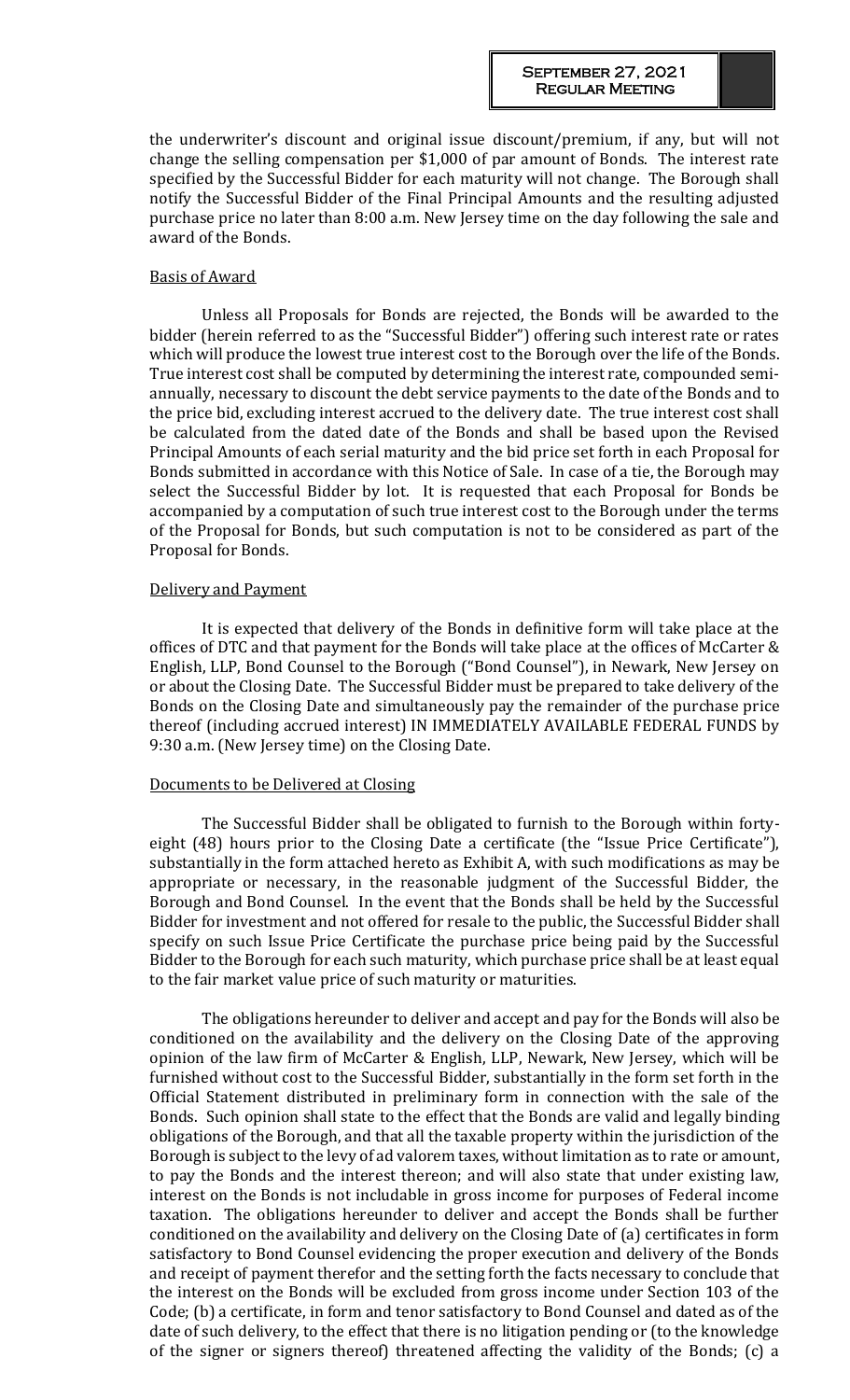the underwriter's discount and original issue discount/premium, if any, but will not change the selling compensation per $1,000 of par amount of Bonds. The interest rate specified by the Successful Bidder for each maturity will not change. The Borough shall notify the Successful Bidder of the Final Principal Amounts and the resulting adjusted purchase price no later than 8:00 a.m. New Jersey time on the day following the sale and award of the Bonds.

Basis of Award

Unless all Proposals for Bonds are rejected, the Bonds will be awarded to the bidder (herein referred to as the "Successful Bidder") offering such interest rate or rates which will produce the lowest true interest cost to the Borough over the life of the Bonds. True interest cost shall be computed by determining the interest rate, compounded semi-annually, necessary to discount the debt service payments to the date of the Bonds and to the price bid, excluding interest accrued to the delivery date. The true interest cost shall be calculated from the dated date of the Bonds and shall be based upon the Revised Principal Amounts of each serial maturity and the bid price set forth in each Proposal for Bonds submitted in accordance with this Notice of Sale. In case of a tie, the Borough may select the Successful Bidder by lot. It is requested that each Proposal for Bonds be accompanied by a computation of such true interest cost to the Borough under the terms of the Proposal for Bonds, but such computation is not to be considered as part of the Proposal for Bonds.

Delivery and Payment

It is expected that delivery of the Bonds in definitive form will take place at the offices of DTC and that payment for the Bonds will take place at the offices of McCarter & English, LLP, Bond Counsel to the Borough ("Bond Counsel"), in Newark, New Jersey on or about the Closing Date. The Successful Bidder must be prepared to take delivery of the Bonds on the Closing Date and simultaneously pay the remainder of the purchase price thereof (including accrued interest) IN IMMEDIATELY AVAILABLE FEDERAL FUNDS by 9:30 a.m. (New Jersey time) on the Closing Date.

Documents to be Delivered at Closing

The Successful Bidder shall be obligated to furnish to the Borough within forty-eight (48) hours prior to the Closing Date a certificate (the "Issue Price Certificate"), substantially in the form attached hereto as Exhibit A, with such modifications as may be appropriate or necessary, in the reasonable judgment of the Successful Bidder, the Borough and Bond Counsel. In the event that the Bonds shall be held by the Successful Bidder for investment and not offered for resale to the public, the Successful Bidder shall specify on such Issue Price Certificate the purchase price being paid by the Successful Bidder to the Borough for each such maturity, which purchase price shall be at least equal to the fair market value price of such maturity or maturities.

The obligations hereunder to deliver and accept and pay for the Bonds will also be conditioned on the availability and the delivery on the Closing Date of the approving opinion of the law firm of McCarter & English, LLP, Newark, New Jersey, which will be furnished without cost to the Successful Bidder, substantially in the form set forth in the Official Statement distributed in preliminary form in connection with the sale of the Bonds. Such opinion shall state to the effect that the Bonds are valid and legally binding obligations of the Borough, and that all the taxable property within the jurisdiction of the Borough is subject to the levy of ad valorem taxes, without limitation as to rate or amount, to pay the Bonds and the interest thereon; and will also state that under existing law, interest on the Bonds is not includable in gross income for purposes of Federal income taxation. The obligations hereunder to deliver and accept the Bonds shall be further conditioned on the availability and delivery on the Closing Date of (a) certificates in form satisfactory to Bond Counsel evidencing the proper execution and delivery of the Bonds and receipt of payment therefor and the setting forth the facts necessary to conclude that the interest on the Bonds will be excluded from gross income under Section 103 of the Code; (b) a certificate, in form and tenor satisfactory to Bond Counsel and dated as of the date of such delivery, to the effect that there is no litigation pending or (to the knowledge of the signer or signers thereof) threatened affecting the validity of the Bonds; (c) a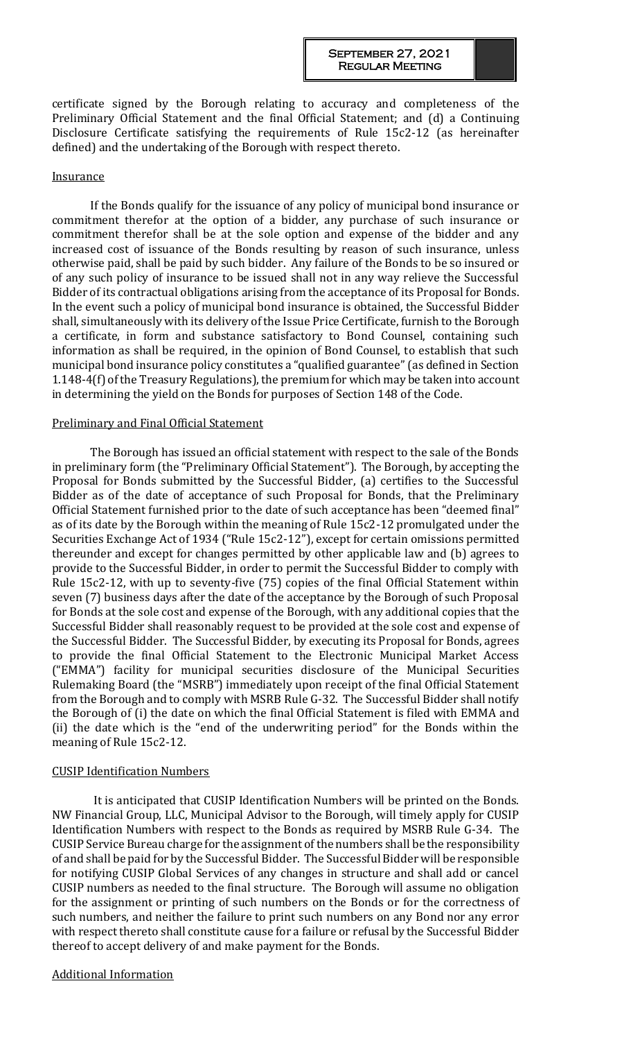certificate signed by the Borough relating to accuracy and completeness of the Preliminary Official Statement and the final Official Statement; and (d) a Continuing Disclosure Certificate satisfying the requirements of Rule 15c2-12 (as hereinafter defined) and the undertaking of the Borough with respect thereto.

Insurance

If the Bonds qualify for the issuance of any policy of municipal bond insurance or commitment therefor at the option of a bidder, any purchase of such insurance or commitment therefor shall be at the sole option and expense of the bidder and any increased cost of issuance of the Bonds resulting by reason of such insurance, unless otherwise paid, shall be paid by such bidder. Any failure of the Bonds to be so insured or of any such policy of insurance to be issued shall not in any way relieve the Successful Bidder of its contractual obligations arising from the acceptance of its Proposal for Bonds. In the event such a policy of municipal bond insurance is obtained, the Successful Bidder shall, simultaneously with its delivery of the Issue Price Certificate, furnish to the Borough a certificate, in form and substance satisfactory to Bond Counsel, containing such information as shall be required, in the opinion of Bond Counsel, to establish that such municipal bond insurance policy constitutes a "qualified guarantee" (as defined in Section 1.148-4(f) of the Treasury Regulations), the premium for which may be taken into account in determining the yield on the Bonds for purposes of Section 148 of the Code.

Preliminary and Final Official Statement

The Borough has issued an official statement with respect to the sale of the Bonds in preliminary form (the "Preliminary Official Statement"). The Borough, by accepting the Proposal for Bonds submitted by the Successful Bidder, (a) certifies to the Successful Bidder as of the date of acceptance of such Proposal for Bonds, that the Preliminary Official Statement furnished prior to the date of such acceptance has been "deemed final" as of its date by the Borough within the meaning of Rule 15c2-12 promulgated under the Securities Exchange Act of 1934 ("Rule 15c2-12"), except for certain omissions permitted thereunder and except for changes permitted by other applicable law and (b) agrees to provide to the Successful Bidder, in order to permit the Successful Bidder to comply with Rule 15c2-12, with up to seventy-five (75) copies of the final Official Statement within seven (7) business days after the date of the acceptance by the Borough of such Proposal for Bonds at the sole cost and expense of the Borough, with any additional copies that the Successful Bidder shall reasonably request to be provided at the sole cost and expense of the Successful Bidder. The Successful Bidder, by executing its Proposal for Bonds, agrees to provide the final Official Statement to the Electronic Municipal Market Access ("EMMA") facility for municipal securities disclosure of the Municipal Securities Rulemaking Board (the "MSRB") immediately upon receipt of the final Official Statement from the Borough and to comply with MSRB Rule G-32. The Successful Bidder shall notify the Borough of (i) the date on which the final Official Statement is filed with EMMA and (ii) the date which is the "end of the underwriting period" for the Bonds within the meaning of Rule 15c2-12.

CUSIP Identification Numbers

It is anticipated that CUSIP Identification Numbers will be printed on the Bonds. NW Financial Group, LLC, Municipal Advisor to the Borough, will timely apply for CUSIP Identification Numbers with respect to the Bonds as required by MSRB Rule G-34. The CUSIP Service Bureau charge for the assignment of the numbers shall be the responsibility of and shall be paid for by the Successful Bidder. The Successful Bidder will be responsible for notifying CUSIP Global Services of any changes in structure and shall add or cancel CUSIP numbers as needed to the final structure. The Borough will assume no obligation for the assignment or printing of such numbers on the Bonds or for the correctness of such numbers, and neither the failure to print such numbers on any Bond nor any error with respect thereto shall constitute cause for a failure or refusal by the Successful Bidder thereof to accept delivery of and make payment for the Bonds.

Additional Information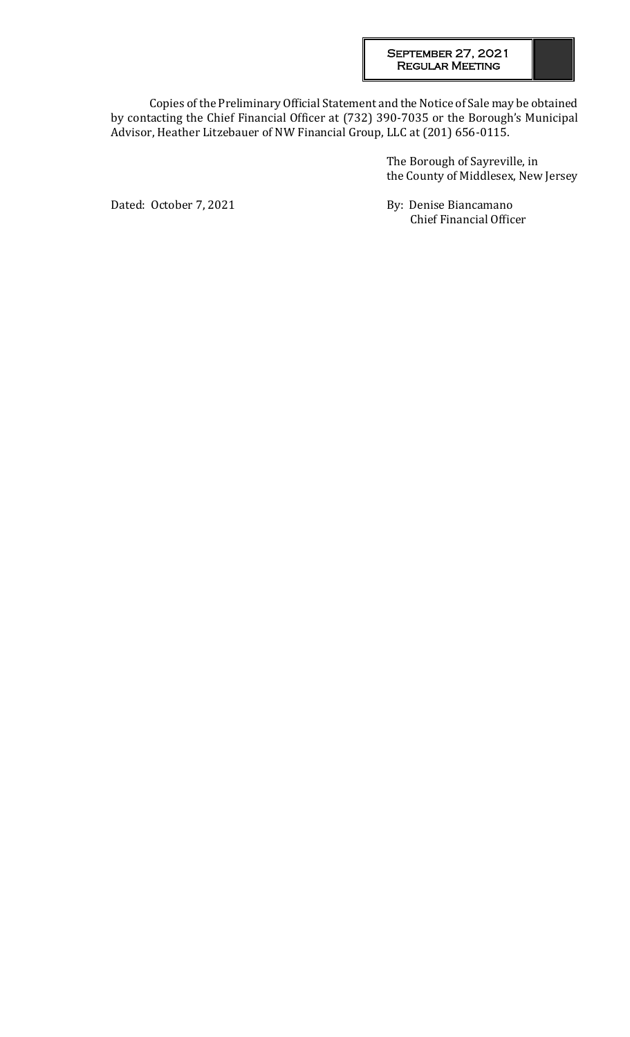Copies of the Preliminary Official Statement and the Notice of Sale may be obtained by contacting the Chief Financial Officer at (732) 390-7035 or the Borough's Municipal Advisor, Heather Litzebauer of NW Financial Group, LLC at (201) 656-0115.

The Borough of Sayreville, in
the County of Middlesex, New Jersey

Dated: October 7, 2021

By: Denise Biancamano
Chief Financial Officer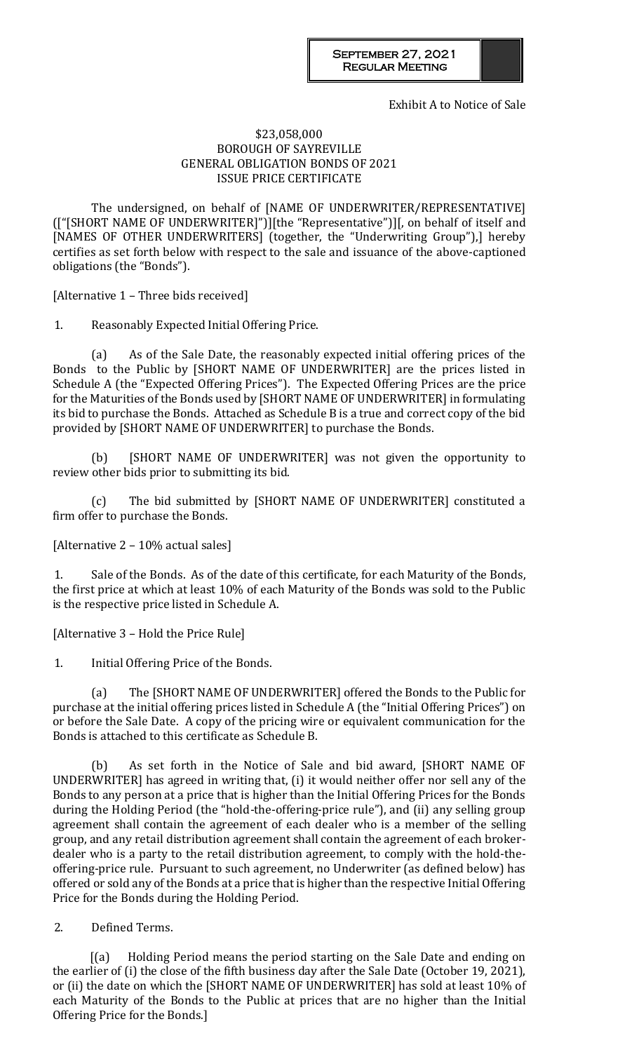Exhibit A to Notice of Sale

$23,058,000
BOROUGH OF SAYREVILLE
GENERAL OBLIGATION BONDS OF 2021
ISSUE PRICE CERTIFICATE

The undersigned, on behalf of [NAME OF UNDERWRITER/REPRESENTATIVE] (["[SHORT NAME OF UNDERWRITER]")][the "Representative")][, on behalf of itself and [NAMES OF OTHER UNDERWRITERS] (together, the "Underwriting Group"),] hereby certifies as set forth below with respect to the sale and issuance of the above-captioned obligations (the "Bonds").

[Alternative 1 – Three bids received]

1. Reasonably Expected Initial Offering Price.

(a) As of the Sale Date, the reasonably expected initial offering prices of the Bonds to the Public by [SHORT NAME OF UNDERWRITER] are the prices listed in Schedule A (the "Expected Offering Prices"). The Expected Offering Prices are the price for the Maturities of the Bonds used by [SHORT NAME OF UNDERWRITER] in formulating its bid to purchase the Bonds. Attached as Schedule B is a true and correct copy of the bid provided by [SHORT NAME OF UNDERWRITER] to purchase the Bonds.

(b) [SHORT NAME OF UNDERWRITER] was not given the opportunity to review other bids prior to submitting its bid.

(c) The bid submitted by [SHORT NAME OF UNDERWRITER] constituted a firm offer to purchase the Bonds.

[Alternative 2 – 10% actual sales]

1. Sale of the Bonds. As of the date of this certificate, for each Maturity of the Bonds, the first price at which at least 10% of each Maturity of the Bonds was sold to the Public is the respective price listed in Schedule A.

[Alternative 3 – Hold the Price Rule]

1. Initial Offering Price of the Bonds.

(a) The [SHORT NAME OF UNDERWRITER] offered the Bonds to the Public for purchase at the initial offering prices listed in Schedule A (the "Initial Offering Prices") on or before the Sale Date. A copy of the pricing wire or equivalent communication for the Bonds is attached to this certificate as Schedule B.

(b) As set forth in the Notice of Sale and bid award, [SHORT NAME OF UNDERWRITER] has agreed in writing that, (i) it would neither offer nor sell any of the Bonds to any person at a price that is higher than the Initial Offering Prices for the Bonds during the Holding Period (the "hold-the-offering-price rule"), and (ii) any selling group agreement shall contain the agreement of each dealer who is a member of the selling group, and any retail distribution agreement shall contain the agreement of each broker-dealer who is a party to the retail distribution agreement, to comply with the hold-the-offering-price rule. Pursuant to such agreement, no Underwriter (as defined below) has offered or sold any of the Bonds at a price that is higher than the respective Initial Offering Price for the Bonds during the Holding Period.

2. Defined Terms.

[(a) Holding Period means the period starting on the Sale Date and ending on the earlier of (i) the close of the fifth business day after the Sale Date (October 19, 2021), or (ii) the date on which the [SHORT NAME OF UNDERWRITER] has sold at least 10% of each Maturity of the Bonds to the Public at prices that are no higher than the Initial Offering Price for the Bonds.]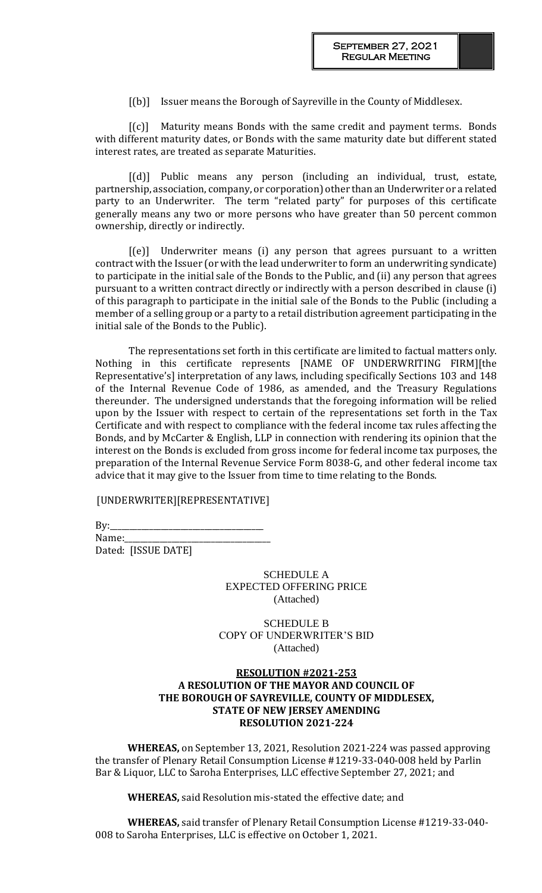[(b)] Issuer means the Borough of Sayreville in the County of Middlesex.

[(c)] Maturity means Bonds with the same credit and payment terms. Bonds with different maturity dates, or Bonds with the same maturity date but different stated interest rates, are treated as separate Maturities.

[(d)] Public means any person (including an individual, trust, estate, partnership, association, company, or corporation) other than an Underwriter or a related party to an Underwriter. The term "related party" for purposes of this certificate generally means any two or more persons who have greater than 50 percent common ownership, directly or indirectly.

[(e)] Underwriter means (i) any person that agrees pursuant to a written contract with the Issuer (or with the lead underwriter to form an underwriting syndicate) to participate in the initial sale of the Bonds to the Public, and (ii) any person that agrees pursuant to a written contract directly or indirectly with a person described in clause (i) of this paragraph to participate in the initial sale of the Bonds to the Public (including a member of a selling group or a party to a retail distribution agreement participating in the initial sale of the Bonds to the Public).

The representations set forth in this certificate are limited to factual matters only. Nothing in this certificate represents [NAME OF UNDERWRITING FIRM][the Representative's] interpretation of any laws, including specifically Sections 103 and 148 of the Internal Revenue Code of 1986, as amended, and the Treasury Regulations thereunder. The undersigned understands that the foregoing information will be relied upon by the Issuer with respect to certain of the representations set forth in the Tax Certificate and with respect to compliance with the federal income tax rules affecting the Bonds, and by McCarter & English, LLP in connection with rendering its opinion that the interest on the Bonds is excluded from gross income for federal income tax purposes, the preparation of the Internal Revenue Service Form 8038-G, and other federal income tax advice that it may give to the Issuer from time to time relating to the Bonds.

[UNDERWRITER][REPRESENTATIVE]

By:\_\_\_\_\_\_\_\_\_\_\_\_\_\_\_\_\_\_\_\_\_\_\_\_\_\_\_\_\_\_\_\_\_\_
Name:\_\_\_\_\_\_\_\_\_\_\_\_\_\_\_\_\_\_\_\_\_\_\_\_\_\_\_\_\_\_\_\_
Dated: [ISSUE DATE]

SCHEDULE A
EXPECTED OFFERING PRICE
(Attached)

SCHEDULE B
COPY OF UNDERWRITER'S BID
(Attached)

**RESOLUTION #2021-253**
**A RESOLUTION OF THE MAYOR AND COUNCIL OF THE BOROUGH OF SAYREVILLE, COUNTY OF MIDDLESEX, STATE OF NEW JERSEY AMENDING RESOLUTION 2021-224**

**WHEREAS,** on September 13, 2021, Resolution 2021-224 was passed approving the transfer of Plenary Retail Consumption License #1219-33-040-008 held by Parlin Bar & Liquor, LLC to Saroha Enterprises, LLC effective September 27, 2021; and

**WHEREAS,** said Resolution mis-stated the effective date; and

**WHEREAS,** said transfer of Plenary Retail Consumption License #1219-33-040-008 to Saroha Enterprises, LLC is effective on October 1, 2021.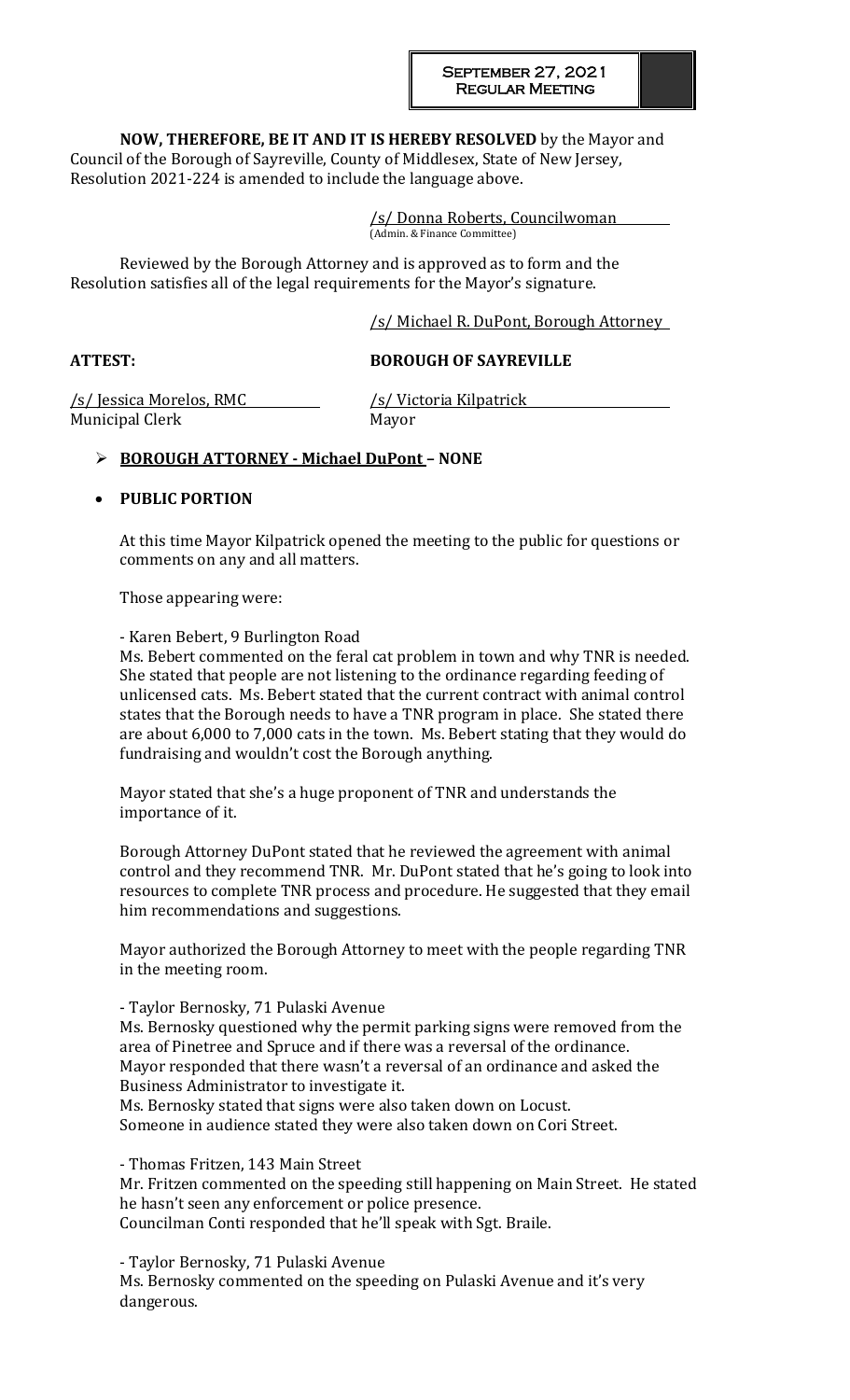**NOW, THEREFORE, BE IT AND IT IS HEREBY RESOLVED** by the Mayor and Council of the Borough of Sayreville, County of Middlesex, State of New Jersey, Resolution 2021-224 is amended to include the language above.

/s/ Donna Roberts, Councilwoman
(Admin. & Finance Committee)

Reviewed by the Borough Attorney and is approved as to form and the Resolution satisfies all of the legal requirements for the Mayor's signature.

/s/ Michael R. DuPont, Borough Attorney

**ATTEST:** **BOROUGH OF SAYREVILLE**

/s/ Jessica Morelos, RMC
Municipal Clerk

/s/ Victoria Kilpatrick
Mayor

- **BOROUGH ATTORNEY - Michael DuPont – NONE**

- **PUBLIC PORTION**

At this time Mayor Kilpatrick opened the meeting to the public for questions or comments on any and all matters.

Those appearing were:

\- Karen Bebert, 9 Burlington Road
Ms. Bebert commented on the feral cat problem in town and why TNR is needed. She stated that people are not listening to the ordinance regarding feeding of unlicensed cats. Ms. Bebert stated that the current contract with animal control states that the Borough needs to have a TNR program in place. She stated there are about 6,000 to 7,000 cats in the town. Ms. Bebert stating that they would do fundraising and wouldn't cost the Borough anything.

Mayor stated that she's a huge proponent of TNR and understands the importance of it.

Borough Attorney DuPont stated that he reviewed the agreement with animal control and they recommend TNR. Mr. DuPont stated that he's going to look into resources to complete TNR process and procedure. He suggested that they email him recommendations and suggestions.

Mayor authorized the Borough Attorney to meet with the people regarding TNR in the meeting room.

\- Taylor Bernosky, 71 Pulaski Avenue
Ms. Bernosky questioned why the permit parking signs were removed from the area of Pinetree and Spruce and if there was a reversal of the ordinance.
Mayor responded that there wasn't a reversal of an ordinance and asked the Business Administrator to investigate it.
Ms. Bernosky stated that signs were also taken down on Locust.
Someone in audience stated they were also taken down on Cori Street.

\- Thomas Fritzen, 143 Main Street
Mr. Fritzen commented on the speeding still happening on Main Street. He stated he hasn't seen any enforcement or police presence.
Councilman Conti responded that he'll speak with Sgt. Braile.

\- Taylor Bernosky, 71 Pulaski Avenue
Ms. Bernosky commented on the speeding on Pulaski Avenue and it's very dangerous.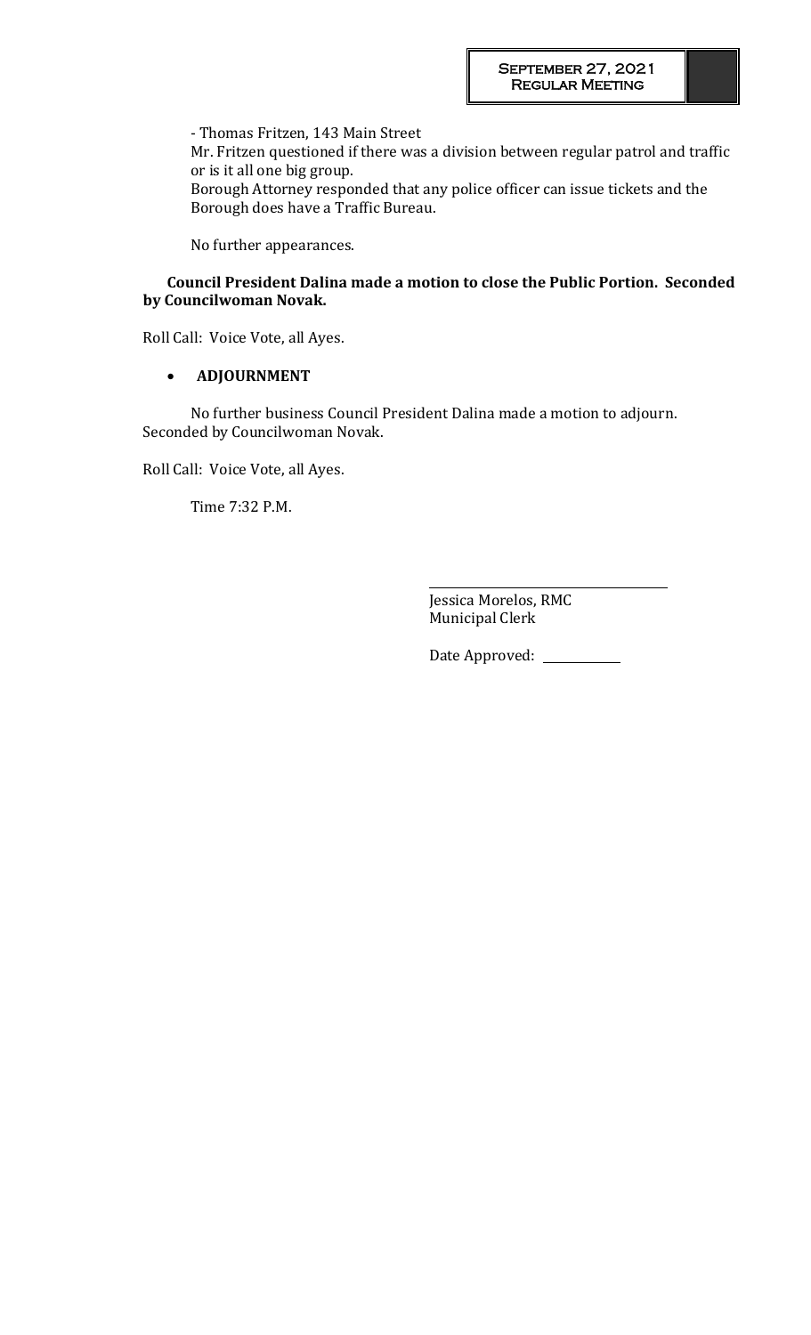- Thomas Fritzen, 143 Main Street

Mr. Fritzen questioned if there was a division between regular patrol and traffic or is it all one big group.

Borough Attorney responded that any police officer can issue tickets and the Borough does have a Traffic Bureau.

No further appearances.

**Council President Dalina made a motion to close the Public Portion. Seconded by Councilwoman Novak.**

Roll Call: Voice Vote, all Ayes.

- **ADJOURNMENT**

No further business Council President Dalina made a motion to adjourn. Seconded by Councilwoman Novak.

Roll Call: Voice Vote, all Ayes.

Time 7:32 P.M.

\_\_\_\_\_\_\_\_\_\_\_\_\_\_\_\_\_\_\_\_\_\_\_\_\_\_\_\_\_\_\_\_\_\_

Jessica Morelos, RMC
Municipal Clerk

Date Approved: \_\_\_\_\_\_\_\_\_\_\_\_